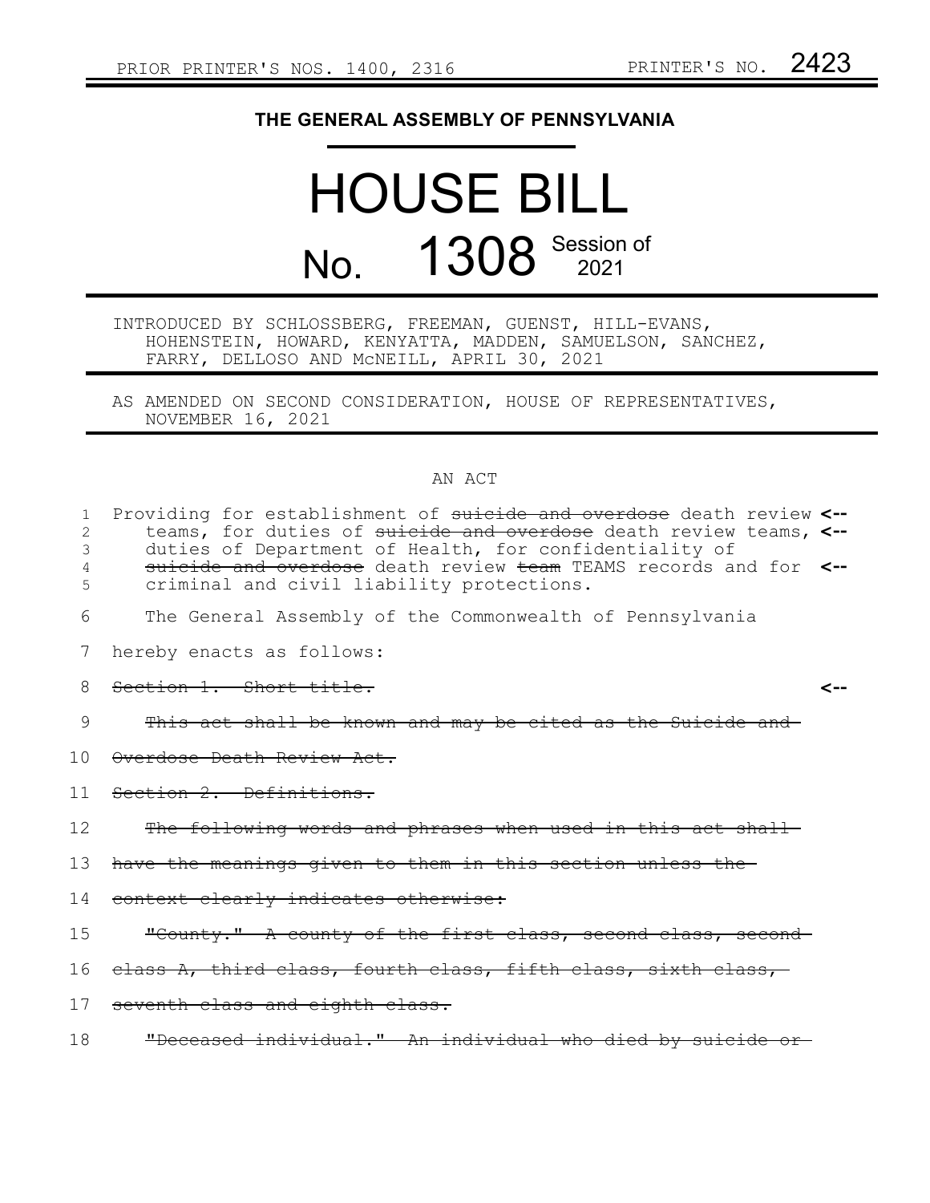PRIOR PRINTER'S NOS. 1400, 2316 — PRINTER'S NO. 2423

**THE GENERAL ASSEMBLY OF PENNSYLVANIA**

# HOUSE BILL

# No. 1308 Session of 2021

INTRODUCED BY SCHLOSSBERG, FREEMAN, GUENST, HILL-EVANS, HOHENSTEIN, HOWARD, KENYATTA, MADDEN, SAMUELSON, SANCHEZ, FARRY, DELLOSO AND McNEILL, APRIL 30, 2021

AS AMENDED ON SECOND CONSIDERATION, HOUSE OF REPRESENTATIVES, NOVEMBER 16, 2021

## AN ACT

1 Providing for establishment of ~~suicide and overdose~~ death review <--
2 teams, for duties of ~~suicide and overdose~~ death review teams, <--
3 duties of Department of Health, for confidentiality of
4 ~~suicide and overdose~~ death review ~~team~~ TEAMS records and for <--
5 criminal and civil liability protections.

6 The General Assembly of the Commonwealth of Pennsylvania
7 hereby enacts as follows:

8 ~~Section 1. Short title.~~ <--
9 ~~This act shall be known and may be cited as the Suicide and~~
10 ~~Overdose Death Review Act.~~
11 ~~Section 2. Definitions.~~
12 ~~The following words and phrases when used in this act shall~~
13 ~~have the meanings given to them in this section unless the~~
14 ~~context clearly indicates otherwise:~~
15 ~~"County." A county of the first class, second class, second~~
16 ~~class A, third class, fourth class, fifth class, sixth class,~~
17 ~~seventh class and eighth class.~~
18 ~~"Deceased individual." An individual who died by suicide or~~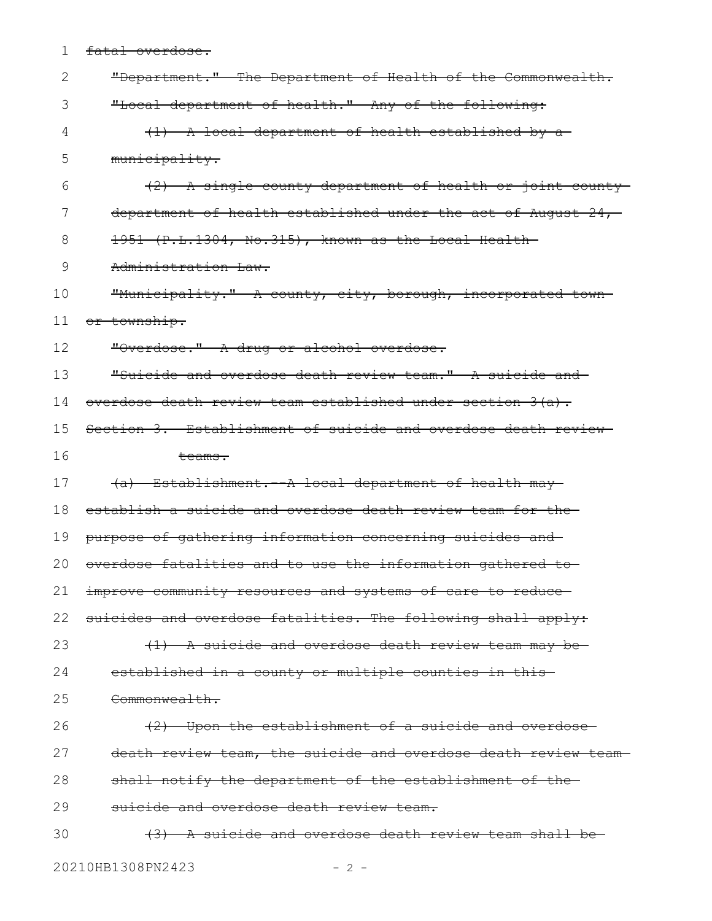~~fatal overdose.~~

~~"Department." The Department of Health of the Commonwealth.~~

~~"Local department of health." Any of the following:~~

~~(1) A local department of health established by a municipality.~~

~~(2) A single county department of health or joint county department of health established under the act of August 24, 1951 (P.L.1304, No.315), known as the Local Health Administration Law.~~

~~"Municipality." A county, city, borough, incorporated town or township.~~

~~"Overdose." A drug or alcohol overdose.~~

~~"Suicide and overdose death review team." A suicide and overdose death review team established under section 3(a).~~

~~Section 3. Establishment of suicide and overdose death review teams.~~

~~(a) Establishment.--A local department of health may establish a suicide and overdose death review team for the purpose of gathering information concerning suicides and overdose fatalities and to use the information gathered to improve community resources and systems of care to reduce suicides and overdose fatalities. The following shall apply:~~

~~(1) A suicide and overdose death review team may be established in a county or multiple counties in this Commonwealth.~~

~~(2) Upon the establishment of a suicide and overdose death review team, the suicide and overdose death review team shall notify the department of the establishment of the suicide and overdose death review team.~~

~~(3) A suicide and overdose death review team shall be~~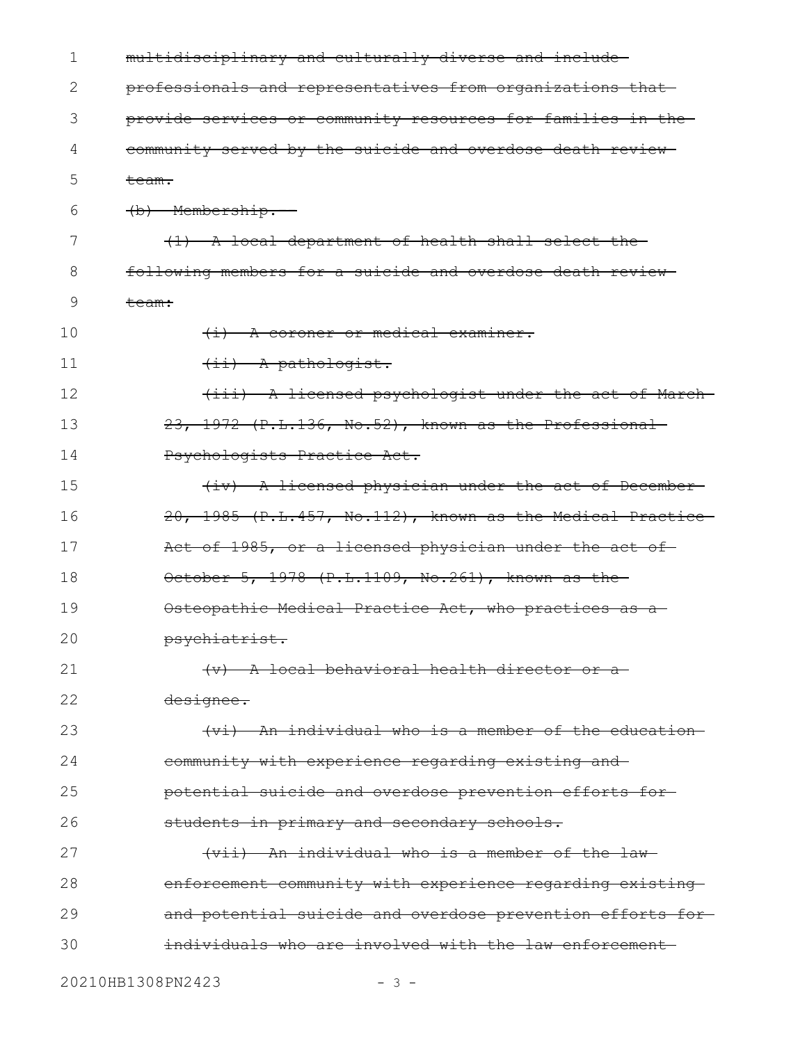~~multidisciplinary and culturally diverse and include professionals and representatives from organizations that provide services or community resources for families in the community served by the suicide and overdose death review team.~~

~~(b) Membership.~~

~~(1) A local department of health shall select the following members for a suicide and overdose death review team:~~

~~(i) A coroner or medical examiner.~~

~~(ii) A pathologist.~~

~~(iii) A licensed psychologist under the act of March 23, 1972 (P.L.136, No.52), known as the Professional Psychologists Practice Act.~~

~~(iv) A licensed physician under the act of December 20, 1985 (P.L.457, No.112), known as the Medical Practice Act of 1985, or a licensed physician under the act of October 5, 1978 (P.L.1109, No.261), known as the Osteopathic Medical Practice Act, who practices as a psychiatrist.~~

~~(v) A local behavioral health director or a designee.~~

~~(vi) An individual who is a member of the education community with experience regarding existing and potential suicide and overdose prevention efforts for students in primary and secondary schools.~~

~~(vii) An individual who is a member of the law enforcement community with experience regarding existing and potential suicide and overdose prevention efforts for individuals who are involved with the law enforcement~~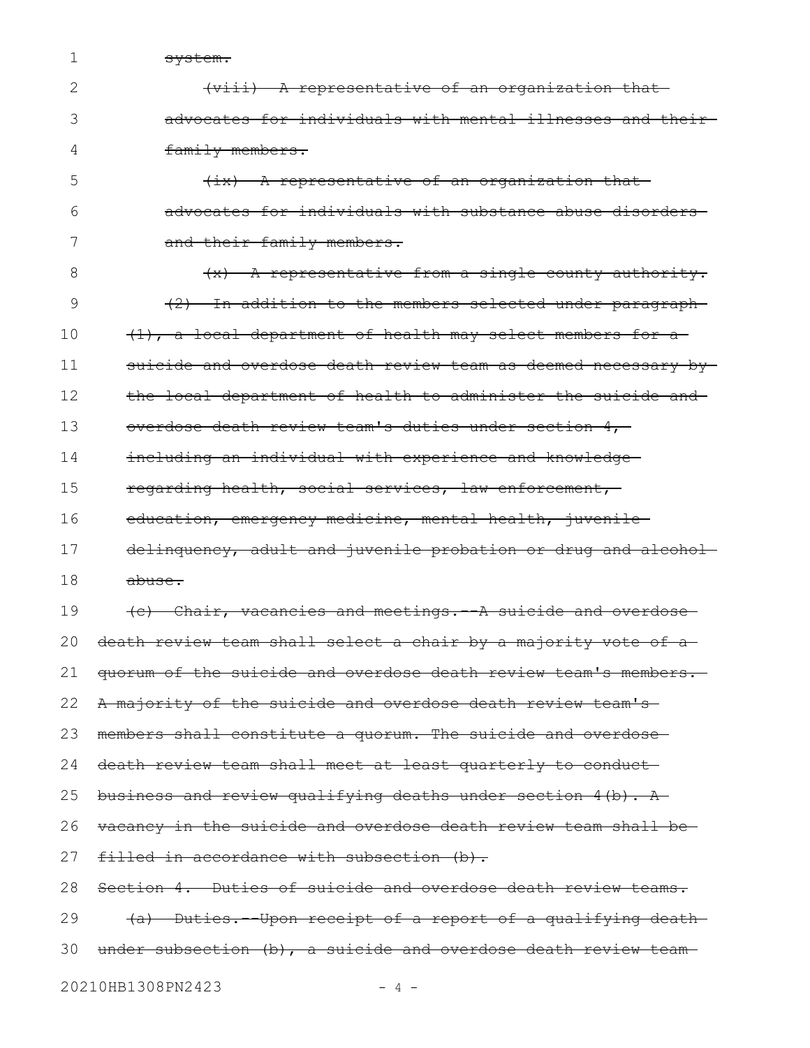~~system.~~

~~(viii) A representative of an organization that advocates for individuals with mental illnesses and their family members.~~

~~(ix) A representative of an organization that advocates for individuals with substance abuse disorders and their family members.~~

~~(x) A representative from a single county authority.~~

~~(2) In addition to the members selected under paragraph (1), a local department of health may select members for a suicide and overdose death review team as deemed necessary by the local department of health to administer the suicide and overdose death review team's duties under section 4, including an individual with experience and knowledge regarding health, social services, law enforcement, education, emergency medicine, mental health, juvenile delinquency, adult and juvenile probation or drug and alcohol abuse.~~

~~(c) Chair, vacancies and meetings.--A suicide and overdose death review team shall select a chair by a majority vote of a quorum of the suicide and overdose death review team's members. A majority of the suicide and overdose death review team's members shall constitute a quorum. The suicide and overdose death review team shall meet at least quarterly to conduct business and review qualifying deaths under section 4(b). A vacancy in the suicide and overdose death review team shall be filled in accordance with subsection (b).~~

~~Section 4. Duties of suicide and overdose death review teams.~~

~~(a) Duties.--Upon receipt of a report of a qualifying death under subsection (b), a suicide and overdose death review team~~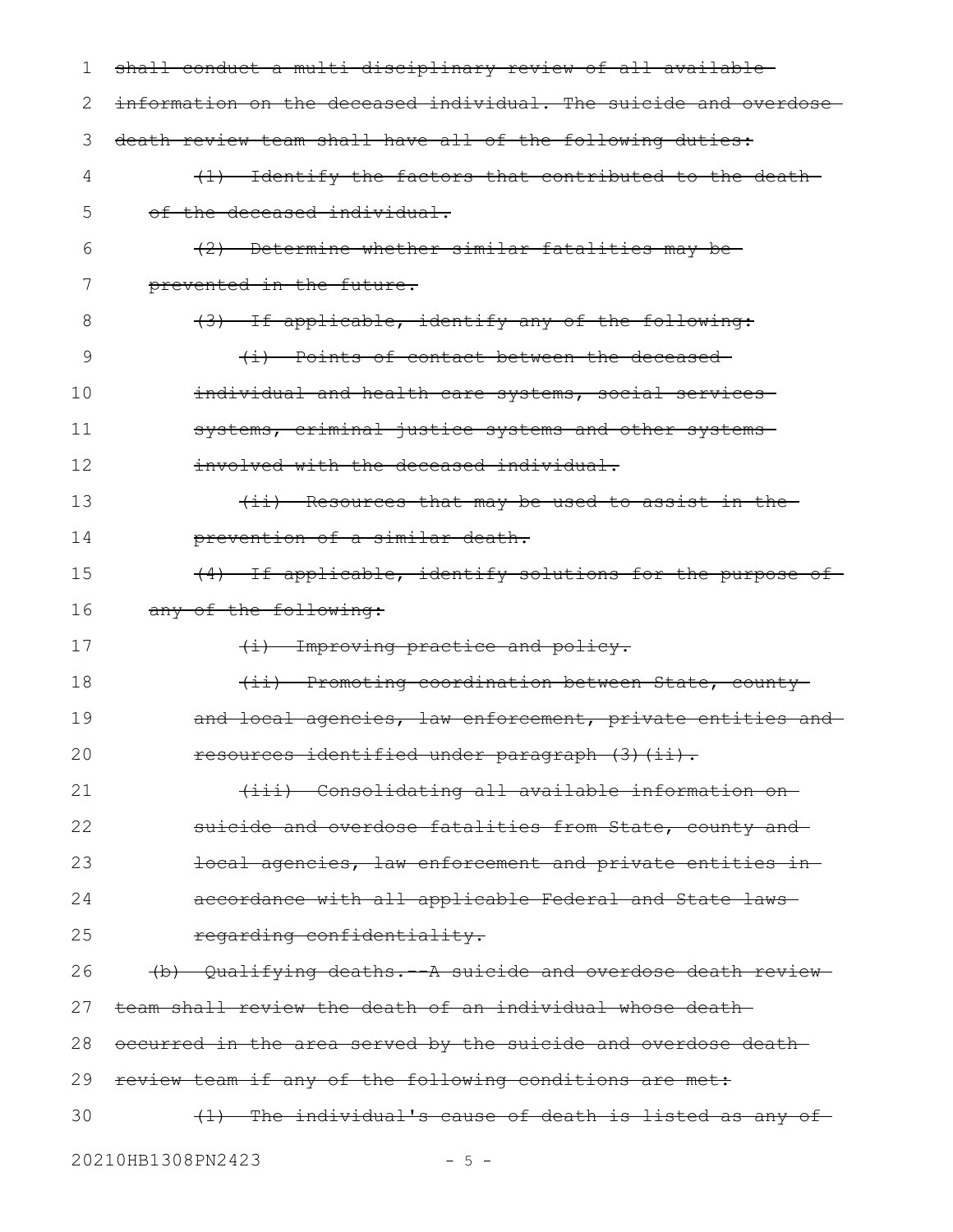~~shall conduct a multi-disciplinary review of all available information on the deceased individual. The suicide and overdose death review team shall have all of the following duties:~~

~~(1) Identify the factors that contributed to the death of the deceased individual.~~

~~(2) Determine whether similar fatalities may be prevented in the future.~~

~~(3) If applicable, identify any of the following:~~

~~(i) Points of contact between the deceased individual and health care systems, social services systems, criminal justice systems and other systems involved with the deceased individual.~~

~~(ii) Resources that may be used to assist in the prevention of a similar death.~~

~~(4) If applicable, identify solutions for the purpose of any of the following:~~

~~(i) Improving practice and policy.~~

~~(ii) Promoting coordination between State, county and local agencies, law enforcement, private entities and resources identified under paragraph (3)(ii).~~

~~(iii) Consolidating all available information on suicide and overdose fatalities from State, county and local agencies, law enforcement and private entities in accordance with all applicable Federal and State laws regarding confidentiality.~~

~~(b) Qualifying deaths.--A suicide and overdose death review team shall review the death of an individual whose death occurred in the area served by the suicide and overdose death review team if any of the following conditions are met:~~

~~(1) The individual's cause of death is listed as any of~~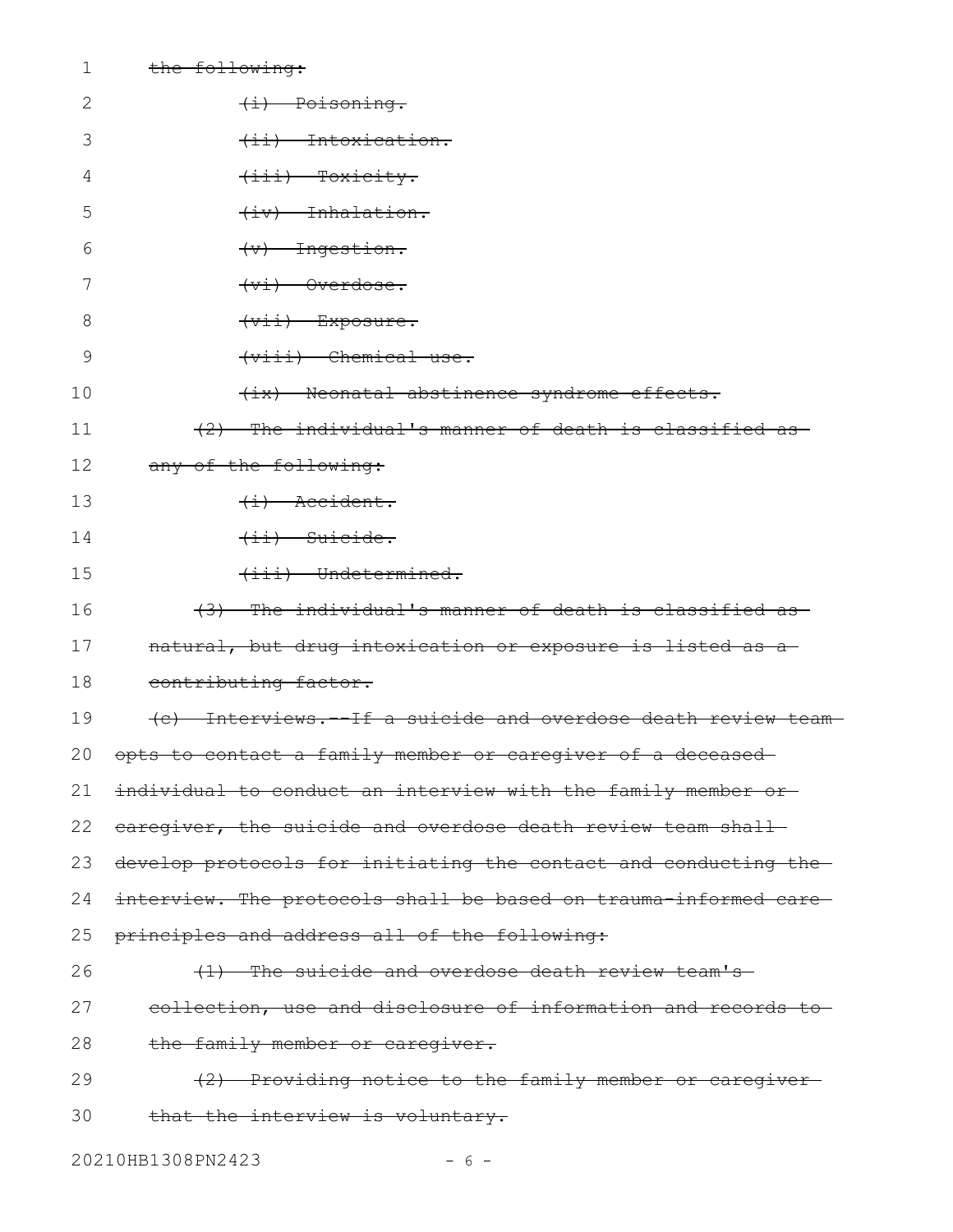~~the following:~~

~~(i) Poisoning.~~

~~(ii) Intoxication.~~

~~(iii) Toxicity.~~

~~(iv) Inhalation.~~

~~(v) Ingestion.~~

~~(vi) Overdose.~~

~~(vii) Exposure.~~

~~(viii) Chemical use.~~

~~(ix) Neonatal abstinence syndrome effects.~~

~~(2) The individual's manner of death is classified as any of the following:~~

~~(i) Accident.~~

~~(ii) Suicide.~~

~~(iii) Undetermined.~~

~~(3) The individual's manner of death is classified as natural, but drug intoxication or exposure is listed as a contributing factor.~~

~~(c) Interviews.--If a suicide and overdose death review team opts to contact a family member or caregiver of a deceased individual to conduct an interview with the family member or caregiver, the suicide and overdose death review team shall develop protocols for initiating the contact and conducting the interview. The protocols shall be based on trauma-informed care principles and address all of the following:~~

~~(1) The suicide and overdose death review team's collection, use and disclosure of information and records to the family member or caregiver.~~

~~(2) Providing notice to the family member or caregiver that the interview is voluntary.~~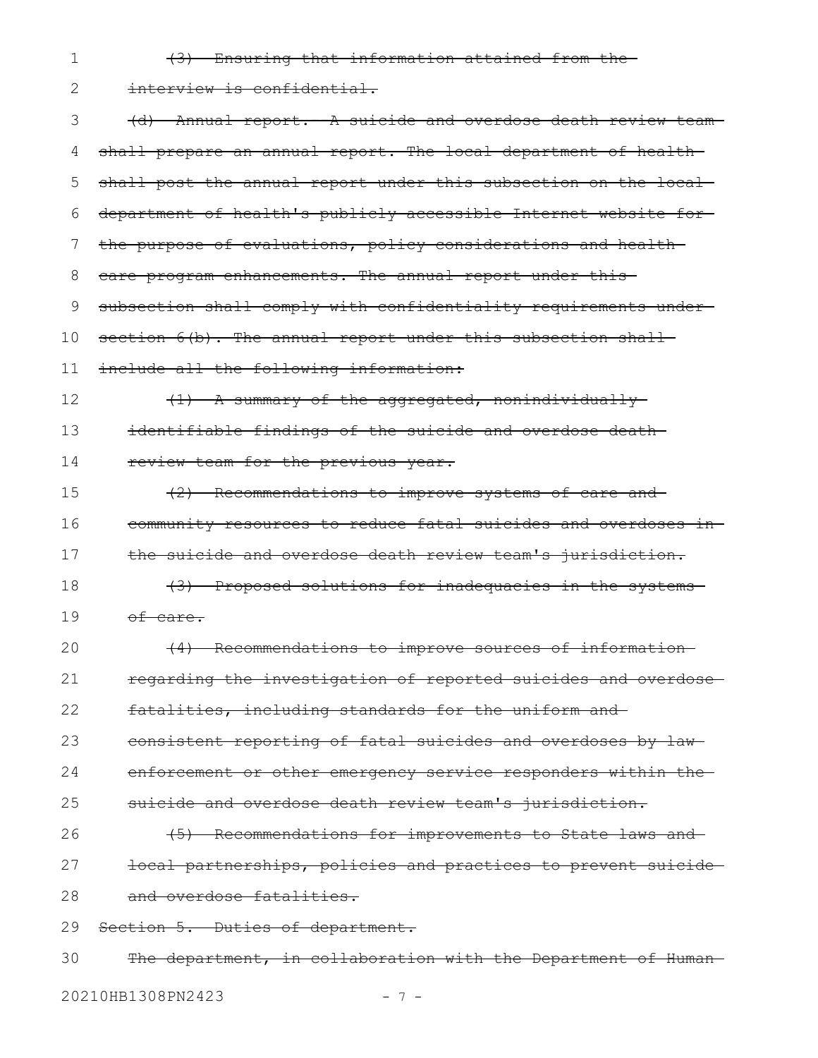~~(3) Ensuring that information attained from the interview is confidential.~~

~~(d) Annual report. A suicide and overdose death review team shall prepare an annual report. The local department of health shall post the annual report under this subsection on the local department of health's publicly accessible Internet website for the purpose of evaluations, policy considerations and health care program enhancements. The annual report under this subsection shall comply with confidentiality requirements under section 6(b). The annual report under this subsection shall include all the following information:~~

~~(1) A summary of the aggregated, nonindividually identifiable findings of the suicide and overdose death review team for the previous year.~~

~~(2) Recommendations to improve systems of care and community resources to reduce fatal suicides and overdoses in the suicide and overdose death review team's jurisdiction.~~

~~(3) Proposed solutions for inadequacies in the systems of care.~~

~~(4) Recommendations to improve sources of information regarding the investigation of reported suicides and overdose fatalities, including standards for the uniform and consistent reporting of fatal suicides and overdoses by law enforcement or other emergency service responders within the suicide and overdose death review team's jurisdiction.~~

~~(5) Recommendations for improvements to State laws and local partnerships, policies and practices to prevent suicide and overdose fatalities.~~

~~Section 5. Duties of department.~~

~~The department, in collaboration with the Department of Human~~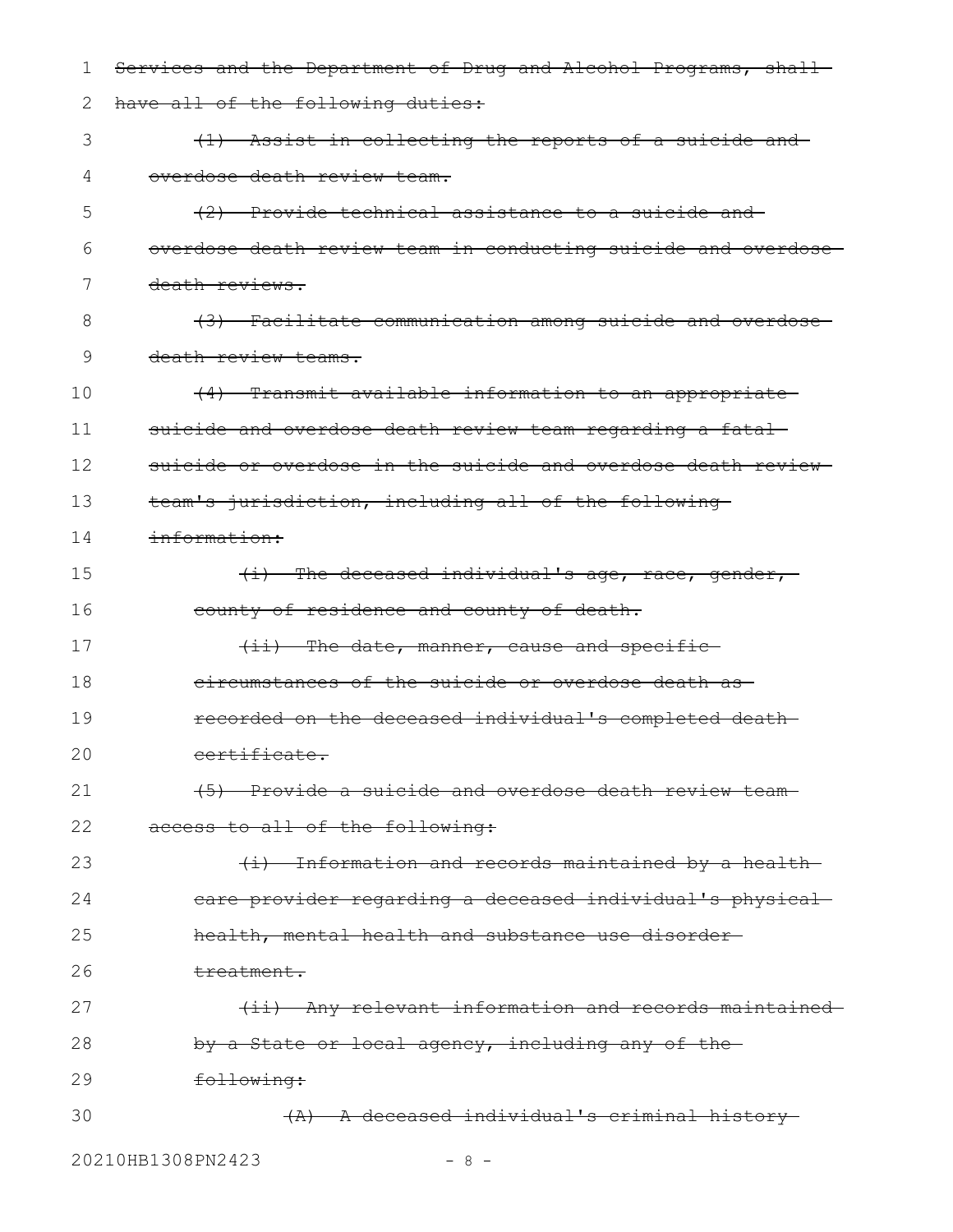~~Services and the Department of Drug and Alcohol Programs, shall have all of the following duties:~~

~~(1) Assist in collecting the reports of a suicide and overdose death review team.~~

~~(2) Provide technical assistance to a suicide and overdose death review team in conducting suicide and overdose death reviews.~~

~~(3) Facilitate communication among suicide and overdose death review teams.~~

~~(4) Transmit available information to an appropriate suicide and overdose death review team regarding a fatal suicide or overdose in the suicide and overdose death review team's jurisdiction, including all of the following information:~~

~~(i) The deceased individual's age, race, gender, county of residence and county of death.~~

~~(ii) The date, manner, cause and specific circumstances of the suicide or overdose death as recorded on the deceased individual's completed death certificate.~~

~~(5) Provide a suicide and overdose death review team access to all of the following:~~

~~(i) Information and records maintained by a health care provider regarding a deceased individual's physical health, mental health and substance use disorder treatment.~~

~~(ii) Any relevant information and records maintained by a State or local agency, including any of the following:~~

~~(A) A deceased individual's criminal history~~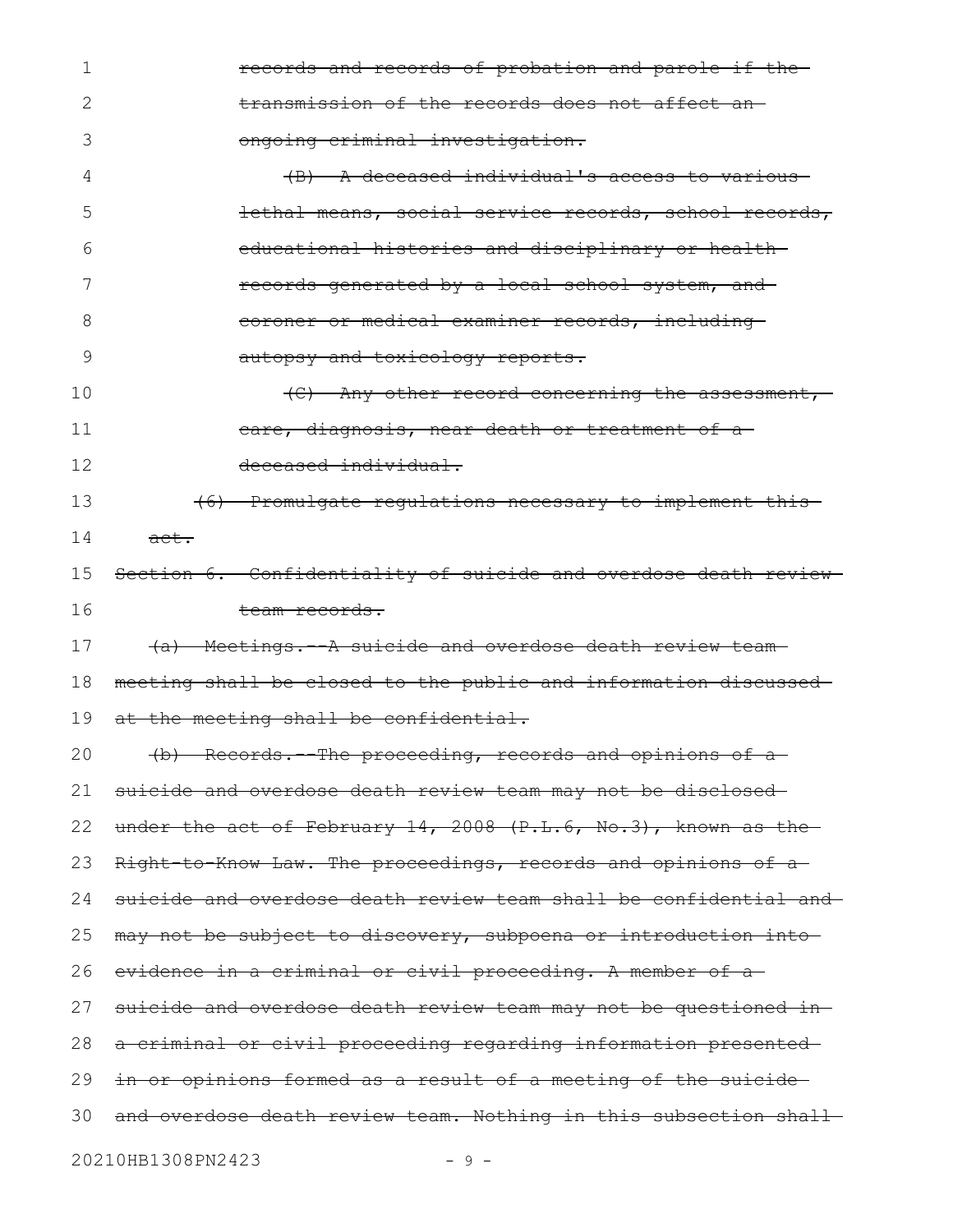records and records of probation and parole if the transmission of the records does not affect an ongoing criminal investigation.

(B) A deceased individual's access to various lethal means, social service records, school records, educational histories and disciplinary or health records generated by a local school system, and coroner or medical examiner records, including autopsy and toxicology reports.

(C) Any other record concerning the assessment, care, diagnosis, near death or treatment of a deceased individual.

(6) Promulgate regulations necessary to implement this act.

Section 6. Confidentiality of suicide and overdose death review team records.

(a) Meetings.--A suicide and overdose death review team meeting shall be closed to the public and information discussed at the meeting shall be confidential.

(b) Records.--The proceeding, records and opinions of a suicide and overdose death review team may not be disclosed under the act of February 14, 2008 (P.L.6, No.3), known as the Right-to-Know Law. The proceedings, records and opinions of a suicide and overdose death review team shall be confidential and may not be subject to discovery, subpoena or introduction into evidence in a criminal or civil proceeding. A member of a suicide and overdose death review team may not be questioned in a criminal or civil proceeding regarding information presented in or opinions formed as a result of a meeting of the suicide and overdose death review team. Nothing in this subsection shall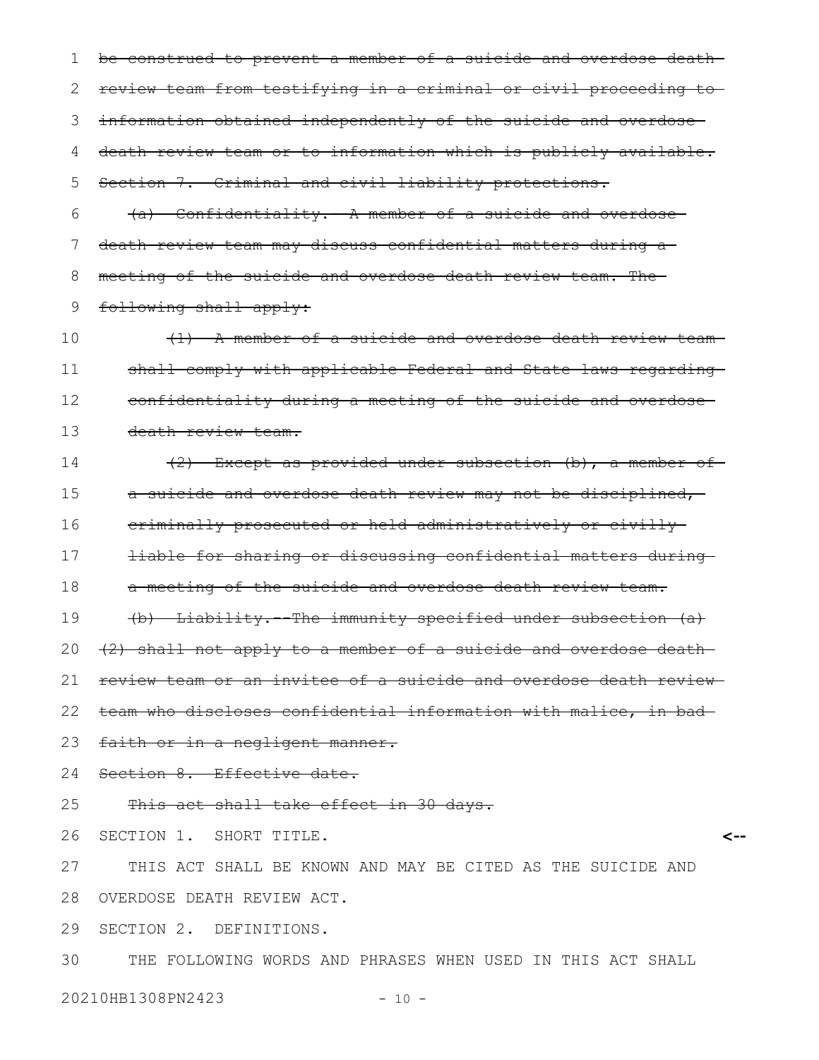~~be construed to prevent a member of a suicide and overdose death review team from testifying in a criminal or civil proceeding to information obtained independently of the suicide and overdose death review team or to information which is publicly available.~~

~~Section 7. Criminal and civil liability protections.~~

~~(a) Confidentiality.--A member of a suicide and overdose death review team may discuss confidential matters during a meeting of the suicide and overdose death review team. The following shall apply:~~

~~(1) A member of a suicide and overdose death review team shall comply with applicable Federal and State laws regarding confidentiality during a meeting of the suicide and overdose death review team.~~

~~(2) Except as provided under subsection (b), a member of a suicide and overdose death review may not be disciplined, criminally prosecuted or held administratively or civilly liable for sharing or discussing confidential matters during a meeting of the suicide and overdose death review team.~~

~~(b) Liability.--The immunity specified under subsection (a)(2) shall not apply to a member of a suicide and overdose death review team or an invitee of a suicide and overdose death review team who discloses confidential information with malice, in bad faith or in a negligent manner.~~

~~Section 8. Effective date.~~

~~This act shall take effect in 30 days.~~

SECTION 1. SHORT TITLE. <--

THIS ACT SHALL BE KNOWN AND MAY BE CITED AS THE SUICIDE AND OVERDOSE DEATH REVIEW ACT.

SECTION 2. DEFINITIONS.

THE FOLLOWING WORDS AND PHRASES WHEN USED IN THIS ACT SHALL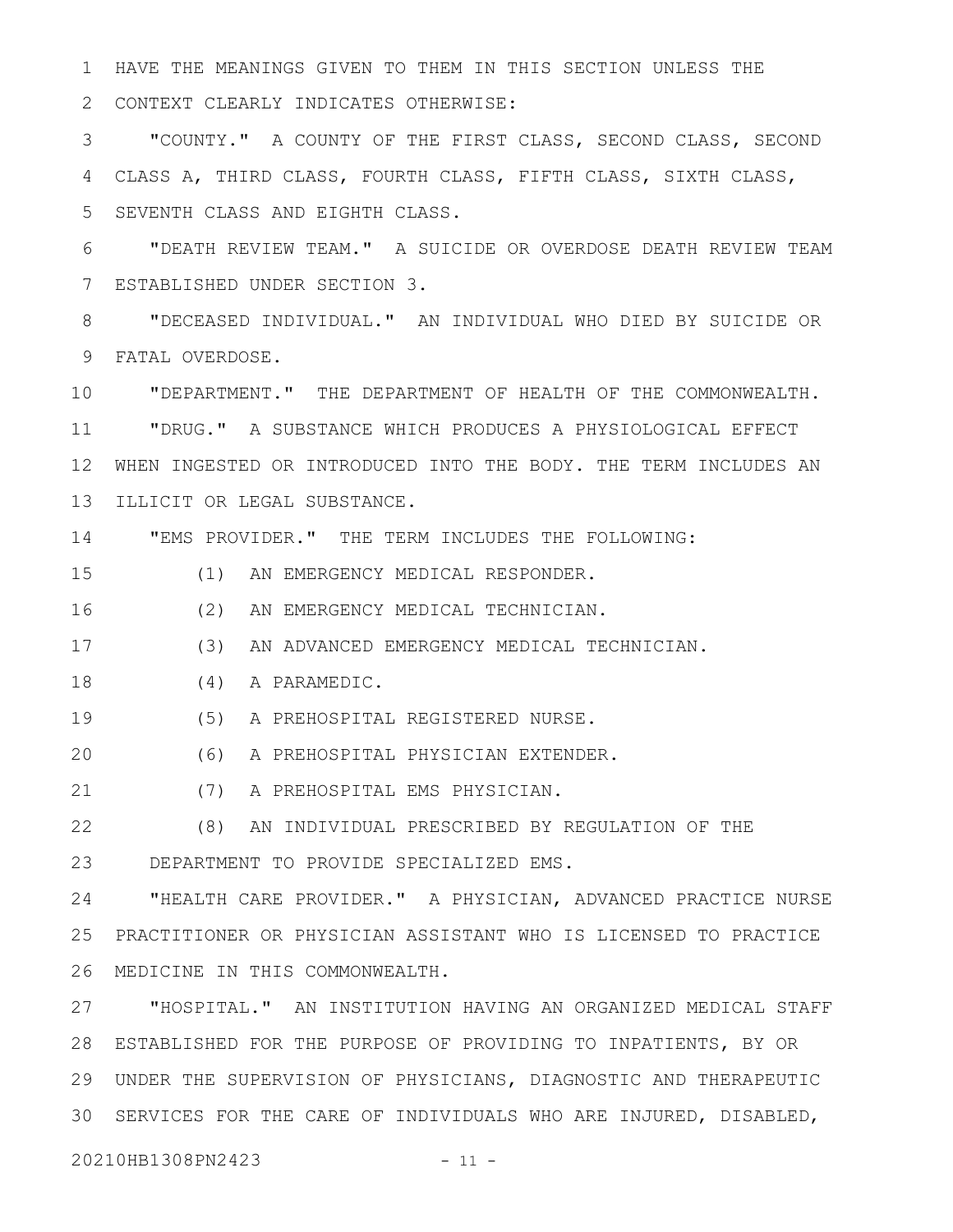HAVE THE MEANINGS GIVEN TO THEM IN THIS SECTION UNLESS THE CONTEXT CLEARLY INDICATES OTHERWISE:

"COUNTY." A COUNTY OF THE FIRST CLASS, SECOND CLASS, SECOND CLASS A, THIRD CLASS, FOURTH CLASS, FIFTH CLASS, SIXTH CLASS, SEVENTH CLASS AND EIGHTH CLASS.

"DEATH REVIEW TEAM." A SUICIDE OR OVERDOSE DEATH REVIEW TEAM ESTABLISHED UNDER SECTION 3.

"DECEASED INDIVIDUAL." AN INDIVIDUAL WHO DIED BY SUICIDE OR FATAL OVERDOSE.

"DEPARTMENT." THE DEPARTMENT OF HEALTH OF THE COMMONWEALTH.

"DRUG." A SUBSTANCE WHICH PRODUCES A PHYSIOLOGICAL EFFECT WHEN INGESTED OR INTRODUCED INTO THE BODY. THE TERM INCLUDES AN ILLICIT OR LEGAL SUBSTANCE.

"EMS PROVIDER." THE TERM INCLUDES THE FOLLOWING:

(1) AN EMERGENCY MEDICAL RESPONDER.

(2) AN EMERGENCY MEDICAL TECHNICIAN.

(3) AN ADVANCED EMERGENCY MEDICAL TECHNICIAN.

(4) A PARAMEDIC.

(5) A PREHOSPITAL REGISTERED NURSE.

(6) A PREHOSPITAL PHYSICIAN EXTENDER.

(7) A PREHOSPITAL EMS PHYSICIAN.

(8) AN INDIVIDUAL PRESCRIBED BY REGULATION OF THE DEPARTMENT TO PROVIDE SPECIALIZED EMS.

"HEALTH CARE PROVIDER." A PHYSICIAN, ADVANCED PRACTICE NURSE PRACTITIONER OR PHYSICIAN ASSISTANT WHO IS LICENSED TO PRACTICE MEDICINE IN THIS COMMONWEALTH.

"HOSPITAL." AN INSTITUTION HAVING AN ORGANIZED MEDICAL STAFF ESTABLISHED FOR THE PURPOSE OF PROVIDING TO INPATIENTS, BY OR UNDER THE SUPERVISION OF PHYSICIANS, DIAGNOSTIC AND THERAPEUTIC SERVICES FOR THE CARE OF INDIVIDUALS WHO ARE INJURED, DISABLED,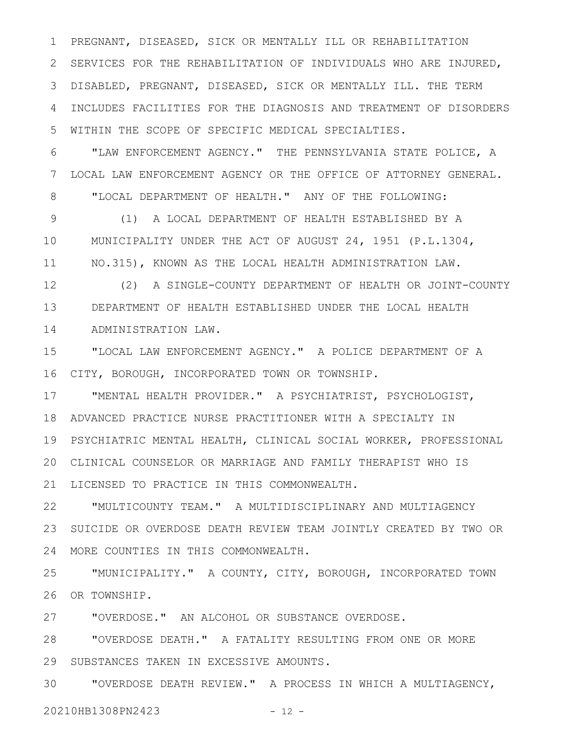PREGNANT, DISEASED, SICK OR MENTALLY ILL OR REHABILITATION SERVICES FOR THE REHABILITATION OF INDIVIDUALS WHO ARE INJURED, DISABLED, PREGNANT, DISEASED, SICK OR MENTALLY ILL. THE TERM INCLUDES FACILITIES FOR THE DIAGNOSIS AND TREATMENT OF DISORDERS WITHIN THE SCOPE OF SPECIFIC MEDICAL SPECIALTIES.

"LAW ENFORCEMENT AGENCY." THE PENNSYLVANIA STATE POLICE, A LOCAL LAW ENFORCEMENT AGENCY OR THE OFFICE OF ATTORNEY GENERAL.

"LOCAL DEPARTMENT OF HEALTH." ANY OF THE FOLLOWING:

(1) A LOCAL DEPARTMENT OF HEALTH ESTABLISHED BY A MUNICIPALITY UNDER THE ACT OF AUGUST 24, 1951 (P.L.1304, NO.315), KNOWN AS THE LOCAL HEALTH ADMINISTRATION LAW.

(2) A SINGLE-COUNTY DEPARTMENT OF HEALTH OR JOINT-COUNTY DEPARTMENT OF HEALTH ESTABLISHED UNDER THE LOCAL HEALTH ADMINISTRATION LAW.

"LOCAL LAW ENFORCEMENT AGENCY." A POLICE DEPARTMENT OF A CITY, BOROUGH, INCORPORATED TOWN OR TOWNSHIP.

"MENTAL HEALTH PROVIDER." A PSYCHIATRIST, PSYCHOLOGIST, ADVANCED PRACTICE NURSE PRACTITIONER WITH A SPECIALTY IN PSYCHIATRIC MENTAL HEALTH, CLINICAL SOCIAL WORKER, PROFESSIONAL CLINICAL COUNSELOR OR MARRIAGE AND FAMILY THERAPIST WHO IS LICENSED TO PRACTICE IN THIS COMMONWEALTH.

"MULTICOUNTY TEAM." A MULTIDISCIPLINARY AND MULTIAGENCY SUICIDE OR OVERDOSE DEATH REVIEW TEAM JOINTLY CREATED BY TWO OR MORE COUNTIES IN THIS COMMONWEALTH.

"MUNICIPALITY." A COUNTY, CITY, BOROUGH, INCORPORATED TOWN OR TOWNSHIP.

"OVERDOSE." AN ALCOHOL OR SUBSTANCE OVERDOSE.

"OVERDOSE DEATH." A FATALITY RESULTING FROM ONE OR MORE SUBSTANCES TAKEN IN EXCESSIVE AMOUNTS.

"OVERDOSE DEATH REVIEW." A PROCESS IN WHICH A MULTIAGENCY,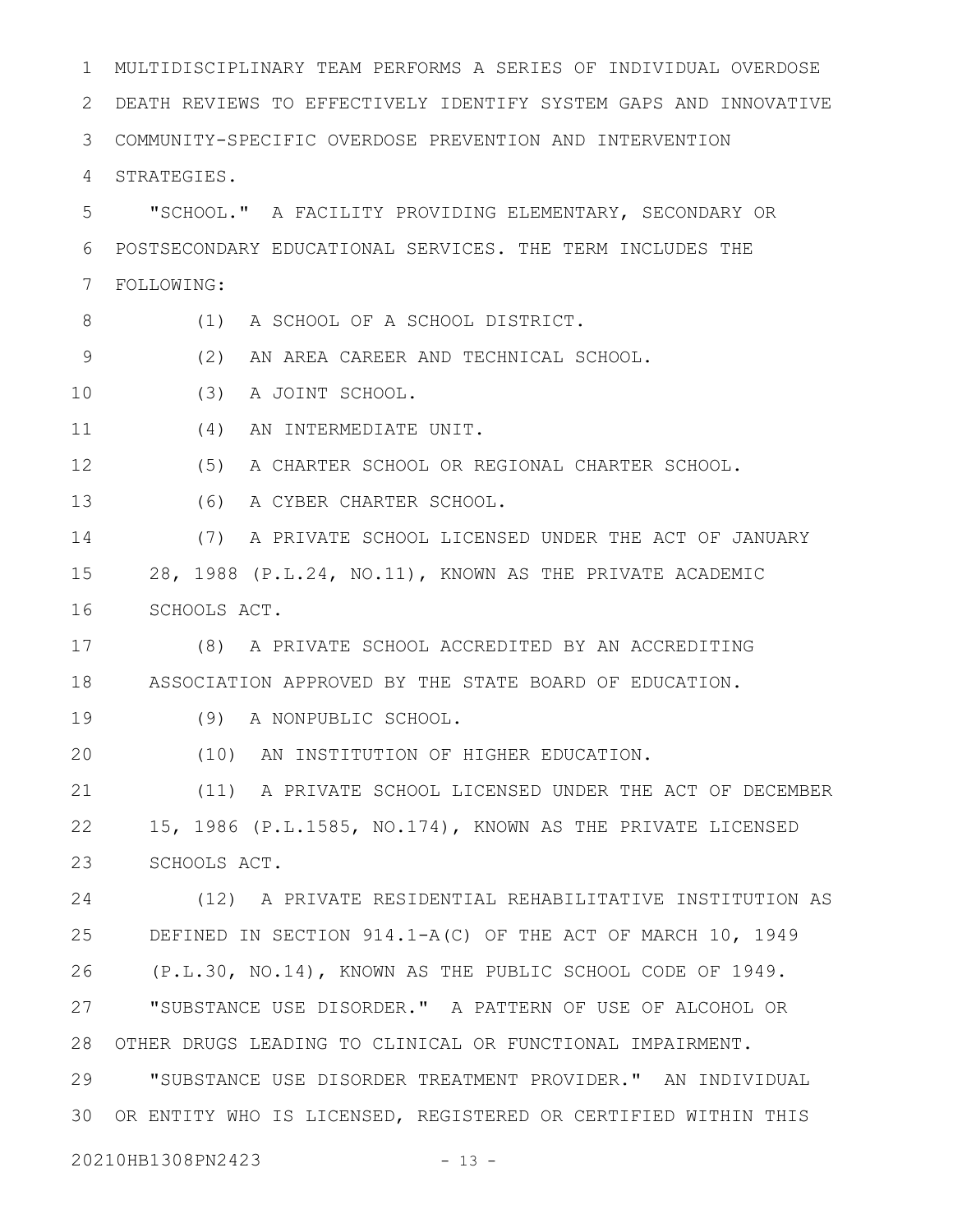MULTIDISCIPLINARY TEAM PERFORMS A SERIES OF INDIVIDUAL OVERDOSE DEATH REVIEWS TO EFFECTIVELY IDENTIFY SYSTEM GAPS AND INNOVATIVE COMMUNITY-SPECIFIC OVERDOSE PREVENTION AND INTERVENTION STRATEGIES.

"SCHOOL." A FACILITY PROVIDING ELEMENTARY, SECONDARY OR POSTSECONDARY EDUCATIONAL SERVICES. THE TERM INCLUDES THE FOLLOWING:

(1) A SCHOOL OF A SCHOOL DISTRICT.

(2) AN AREA CAREER AND TECHNICAL SCHOOL.

(3) A JOINT SCHOOL.

(4) AN INTERMEDIATE UNIT.

(5) A CHARTER SCHOOL OR REGIONAL CHARTER SCHOOL.

(6) A CYBER CHARTER SCHOOL.

(7) A PRIVATE SCHOOL LICENSED UNDER THE ACT OF JANUARY 28, 1988 (P.L.24, NO.11), KNOWN AS THE PRIVATE ACADEMIC SCHOOLS ACT.

(8) A PRIVATE SCHOOL ACCREDITED BY AN ACCREDITING ASSOCIATION APPROVED BY THE STATE BOARD OF EDUCATION.

(9) A NONPUBLIC SCHOOL.

(10) AN INSTITUTION OF HIGHER EDUCATION.

(11) A PRIVATE SCHOOL LICENSED UNDER THE ACT OF DECEMBER 15, 1986 (P.L.1585, NO.174), KNOWN AS THE PRIVATE LICENSED SCHOOLS ACT.

(12) A PRIVATE RESIDENTIAL REHABILITATIVE INSTITUTION AS DEFINED IN SECTION 914.1-A(C) OF THE ACT OF MARCH 10, 1949 (P.L.30, NO.14), KNOWN AS THE PUBLIC SCHOOL CODE OF 1949.

"SUBSTANCE USE DISORDER." A PATTERN OF USE OF ALCOHOL OR OTHER DRUGS LEADING TO CLINICAL OR FUNCTIONAL IMPAIRMENT.

"SUBSTANCE USE DISORDER TREATMENT PROVIDER." AN INDIVIDUAL OR ENTITY WHO IS LICENSED, REGISTERED OR CERTIFIED WITHIN THIS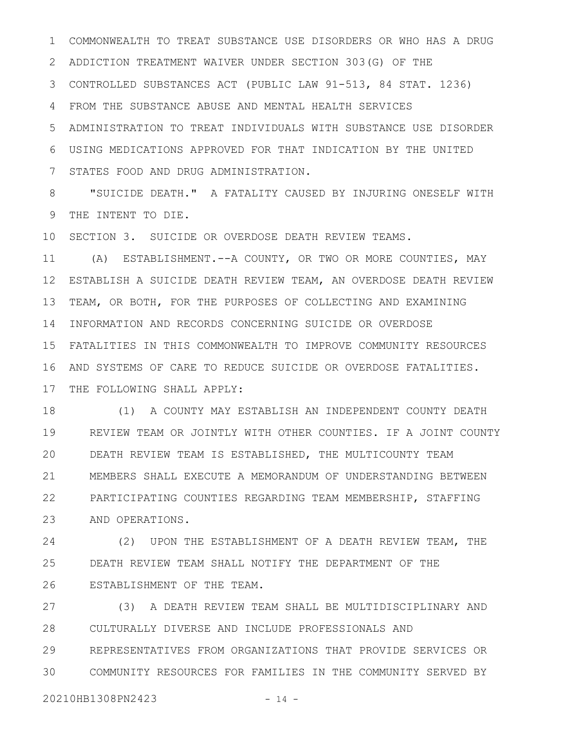COMMONWEALTH TO TREAT SUBSTANCE USE DISORDERS OR WHO HAS A DRUG ADDICTION TREATMENT WAIVER UNDER SECTION 303(G) OF THE CONTROLLED SUBSTANCES ACT (PUBLIC LAW 91-513, 84 STAT. 1236) FROM THE SUBSTANCE ABUSE AND MENTAL HEALTH SERVICES ADMINISTRATION TO TREAT INDIVIDUALS WITH SUBSTANCE USE DISORDER USING MEDICATIONS APPROVED FOR THAT INDICATION BY THE UNITED STATES FOOD AND DRUG ADMINISTRATION.

"SUICIDE DEATH." A FATALITY CAUSED BY INJURING ONESELF WITH THE INTENT TO DIE.

SECTION 3. SUICIDE OR OVERDOSE DEATH REVIEW TEAMS.

(A) ESTABLISHMENT.--A COUNTY, OR TWO OR MORE COUNTIES, MAY ESTABLISH A SUICIDE DEATH REVIEW TEAM, AN OVERDOSE DEATH REVIEW TEAM, OR BOTH, FOR THE PURPOSES OF COLLECTING AND EXAMINING INFORMATION AND RECORDS CONCERNING SUICIDE OR OVERDOSE FATALITIES IN THIS COMMONWEALTH TO IMPROVE COMMUNITY RESOURCES AND SYSTEMS OF CARE TO REDUCE SUICIDE OR OVERDOSE FATALITIES. THE FOLLOWING SHALL APPLY:

(1) A COUNTY MAY ESTABLISH AN INDEPENDENT COUNTY DEATH REVIEW TEAM OR JOINTLY WITH OTHER COUNTIES. IF A JOINT COUNTY DEATH REVIEW TEAM IS ESTABLISHED, THE MULTICOUNTY TEAM MEMBERS SHALL EXECUTE A MEMORANDUM OF UNDERSTANDING BETWEEN PARTICIPATING COUNTIES REGARDING TEAM MEMBERSHIP, STAFFING AND OPERATIONS.

(2) UPON THE ESTABLISHMENT OF A DEATH REVIEW TEAM, THE DEATH REVIEW TEAM SHALL NOTIFY THE DEPARTMENT OF THE ESTABLISHMENT OF THE TEAM.

(3) A DEATH REVIEW TEAM SHALL BE MULTIDISCIPLINARY AND CULTURALLY DIVERSE AND INCLUDE PROFESSIONALS AND REPRESENTATIVES FROM ORGANIZATIONS THAT PROVIDE SERVICES OR COMMUNITY RESOURCES FOR FAMILIES IN THE COMMUNITY SERVED BY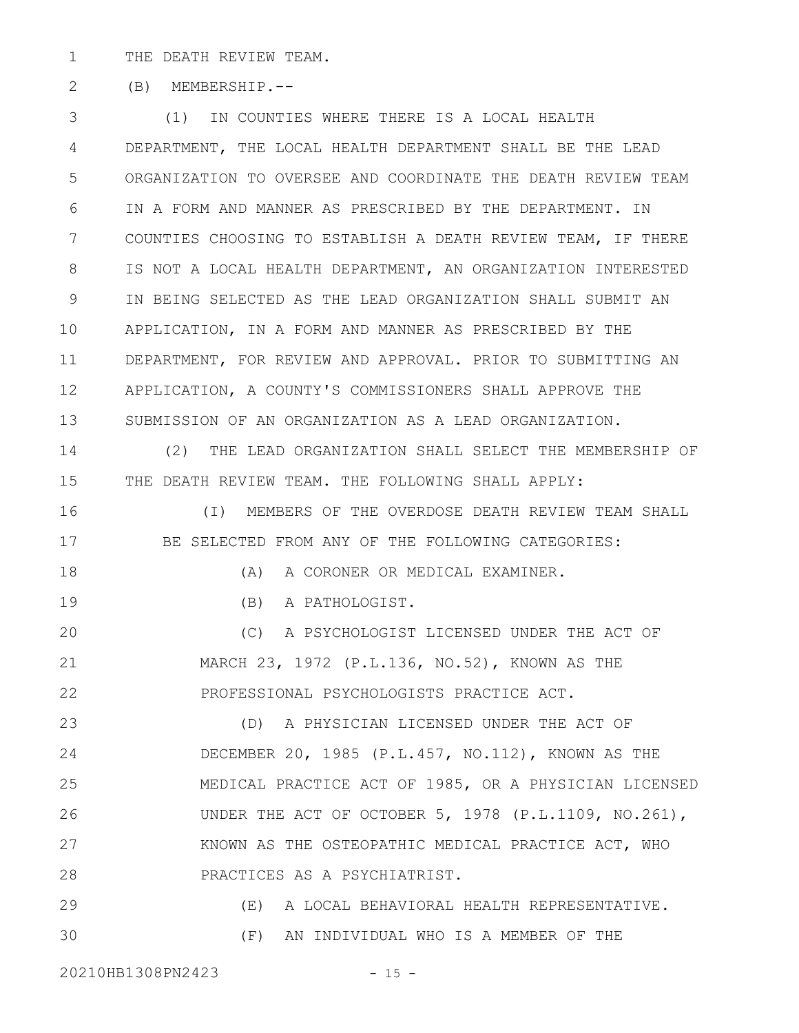THE DEATH REVIEW TEAM.

(B) MEMBERSHIP.--

(1) IN COUNTIES WHERE THERE IS A LOCAL HEALTH DEPARTMENT, THE LOCAL HEALTH DEPARTMENT SHALL BE THE LEAD ORGANIZATION TO OVERSEE AND COORDINATE THE DEATH REVIEW TEAM IN A FORM AND MANNER AS PRESCRIBED BY THE DEPARTMENT. IN COUNTIES CHOOSING TO ESTABLISH A DEATH REVIEW TEAM, IF THERE IS NOT A LOCAL HEALTH DEPARTMENT, AN ORGANIZATION INTERESTED IN BEING SELECTED AS THE LEAD ORGANIZATION SHALL SUBMIT AN APPLICATION, IN A FORM AND MANNER AS PRESCRIBED BY THE DEPARTMENT, FOR REVIEW AND APPROVAL. PRIOR TO SUBMITTING AN APPLICATION, A COUNTY'S COMMISSIONERS SHALL APPROVE THE SUBMISSION OF AN ORGANIZATION AS A LEAD ORGANIZATION.

(2) THE LEAD ORGANIZATION SHALL SELECT THE MEMBERSHIP OF THE DEATH REVIEW TEAM. THE FOLLOWING SHALL APPLY:

(I) MEMBERS OF THE OVERDOSE DEATH REVIEW TEAM SHALL BE SELECTED FROM ANY OF THE FOLLOWING CATEGORIES:

(A) A CORONER OR MEDICAL EXAMINER.

(B) A PATHOLOGIST.

(C) A PSYCHOLOGIST LICENSED UNDER THE ACT OF MARCH 23, 1972 (P.L.136, NO.52), KNOWN AS THE PROFESSIONAL PSYCHOLOGISTS PRACTICE ACT.

(D) A PHYSICIAN LICENSED UNDER THE ACT OF DECEMBER 20, 1985 (P.L.457, NO.112), KNOWN AS THE MEDICAL PRACTICE ACT OF 1985, OR A PHYSICIAN LICENSED UNDER THE ACT OF OCTOBER 5, 1978 (P.L.1109, NO.261), KNOWN AS THE OSTEOPATHIC MEDICAL PRACTICE ACT, WHO PRACTICES AS A PSYCHIATRIST.

(E) A LOCAL BEHAVIORAL HEALTH REPRESENTATIVE.

(F) AN INDIVIDUAL WHO IS A MEMBER OF THE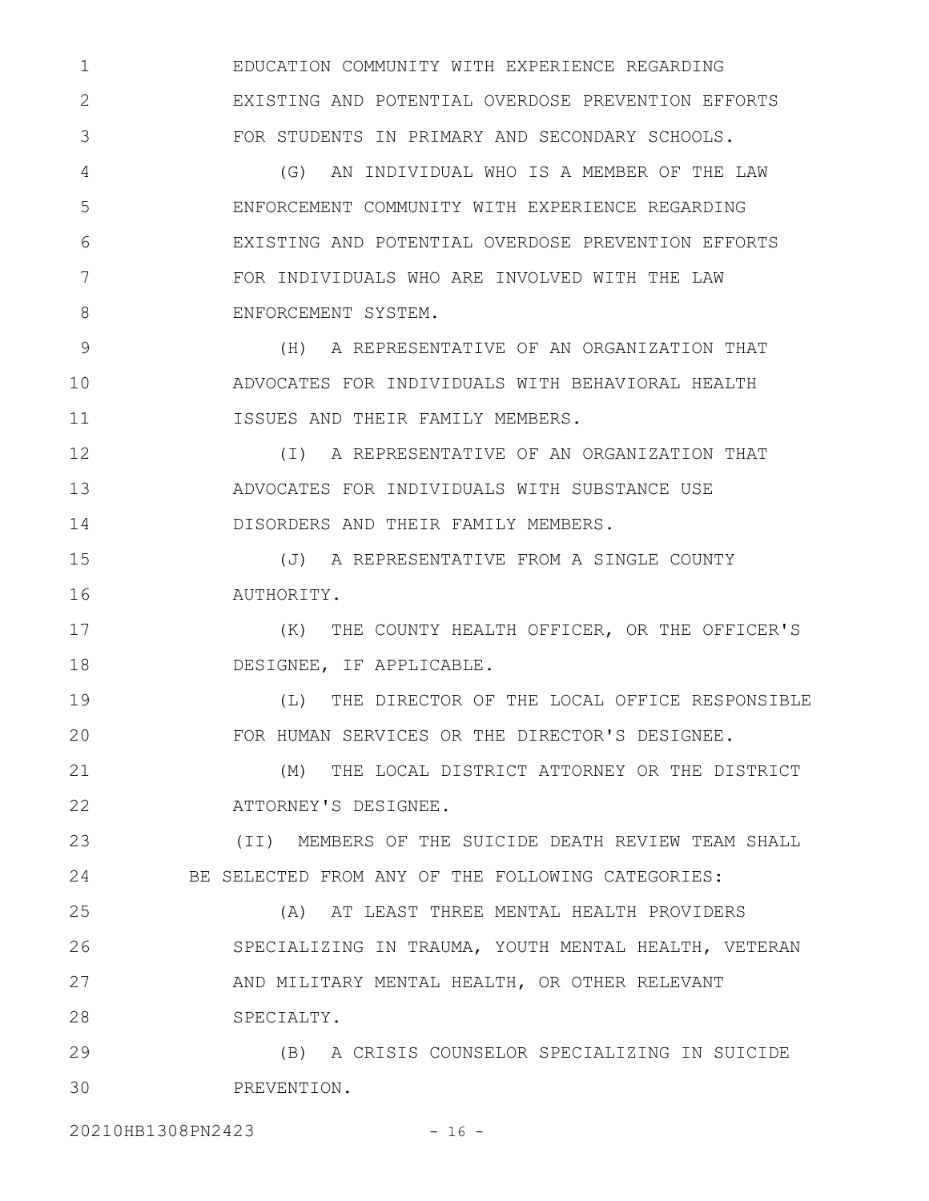EDUCATION COMMUNITY WITH EXPERIENCE REGARDING EXISTING AND POTENTIAL OVERDOSE PREVENTION EFFORTS FOR STUDENTS IN PRIMARY AND SECONDARY SCHOOLS.

(G) AN INDIVIDUAL WHO IS A MEMBER OF THE LAW ENFORCEMENT COMMUNITY WITH EXPERIENCE REGARDING EXISTING AND POTENTIAL OVERDOSE PREVENTION EFFORTS FOR INDIVIDUALS WHO ARE INVOLVED WITH THE LAW ENFORCEMENT SYSTEM.

(H) A REPRESENTATIVE OF AN ORGANIZATION THAT ADVOCATES FOR INDIVIDUALS WITH BEHAVIORAL HEALTH ISSUES AND THEIR FAMILY MEMBERS.

(I) A REPRESENTATIVE OF AN ORGANIZATION THAT ADVOCATES FOR INDIVIDUALS WITH SUBSTANCE USE DISORDERS AND THEIR FAMILY MEMBERS.

(J) A REPRESENTATIVE FROM A SINGLE COUNTY AUTHORITY.

(K) THE COUNTY HEALTH OFFICER, OR THE OFFICER'S DESIGNEE, IF APPLICABLE.

(L) THE DIRECTOR OF THE LOCAL OFFICE RESPONSIBLE FOR HUMAN SERVICES OR THE DIRECTOR'S DESIGNEE.

(M) THE LOCAL DISTRICT ATTORNEY OR THE DISTRICT ATTORNEY'S DESIGNEE.

(II) MEMBERS OF THE SUICIDE DEATH REVIEW TEAM SHALL BE SELECTED FROM ANY OF THE FOLLOWING CATEGORIES:

(A) AT LEAST THREE MENTAL HEALTH PROVIDERS SPECIALIZING IN TRAUMA, YOUTH MENTAL HEALTH, VETERAN AND MILITARY MENTAL HEALTH, OR OTHER RELEVANT SPECIALTY.

(B) A CRISIS COUNSELOR SPECIALIZING IN SUICIDE PREVENTION.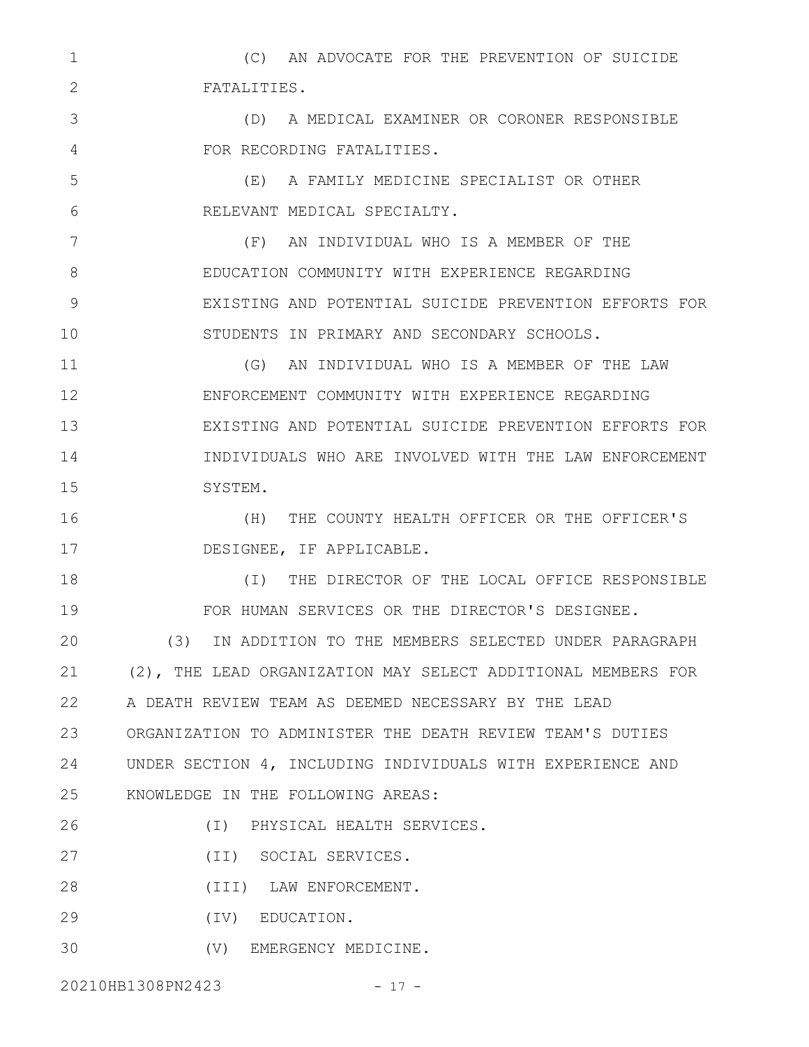(C) AN ADVOCATE FOR THE PREVENTION OF SUICIDE FATALITIES.

(D) A MEDICAL EXAMINER OR CORONER RESPONSIBLE FOR RECORDING FATALITIES.

(E) A FAMILY MEDICINE SPECIALIST OR OTHER RELEVANT MEDICAL SPECIALTY.

(F) AN INDIVIDUAL WHO IS A MEMBER OF THE EDUCATION COMMUNITY WITH EXPERIENCE REGARDING EXISTING AND POTENTIAL SUICIDE PREVENTION EFFORTS FOR STUDENTS IN PRIMARY AND SECONDARY SCHOOLS.

(G) AN INDIVIDUAL WHO IS A MEMBER OF THE LAW ENFORCEMENT COMMUNITY WITH EXPERIENCE REGARDING EXISTING AND POTENTIAL SUICIDE PREVENTION EFFORTS FOR INDIVIDUALS WHO ARE INVOLVED WITH THE LAW ENFORCEMENT SYSTEM.

(H) THE COUNTY HEALTH OFFICER OR THE OFFICER'S DESIGNEE, IF APPLICABLE.

(I) THE DIRECTOR OF THE LOCAL OFFICE RESPONSIBLE FOR HUMAN SERVICES OR THE DIRECTOR'S DESIGNEE.

(3) IN ADDITION TO THE MEMBERS SELECTED UNDER PARAGRAPH (2), THE LEAD ORGANIZATION MAY SELECT ADDITIONAL MEMBERS FOR A DEATH REVIEW TEAM AS DEEMED NECESSARY BY THE LEAD ORGANIZATION TO ADMINISTER THE DEATH REVIEW TEAM'S DUTIES UNDER SECTION 4, INCLUDING INDIVIDUALS WITH EXPERIENCE AND KNOWLEDGE IN THE FOLLOWING AREAS:

(I) PHYSICAL HEALTH SERVICES.

(II) SOCIAL SERVICES.

(III) LAW ENFORCEMENT.

(IV) EDUCATION.

(V) EMERGENCY MEDICINE.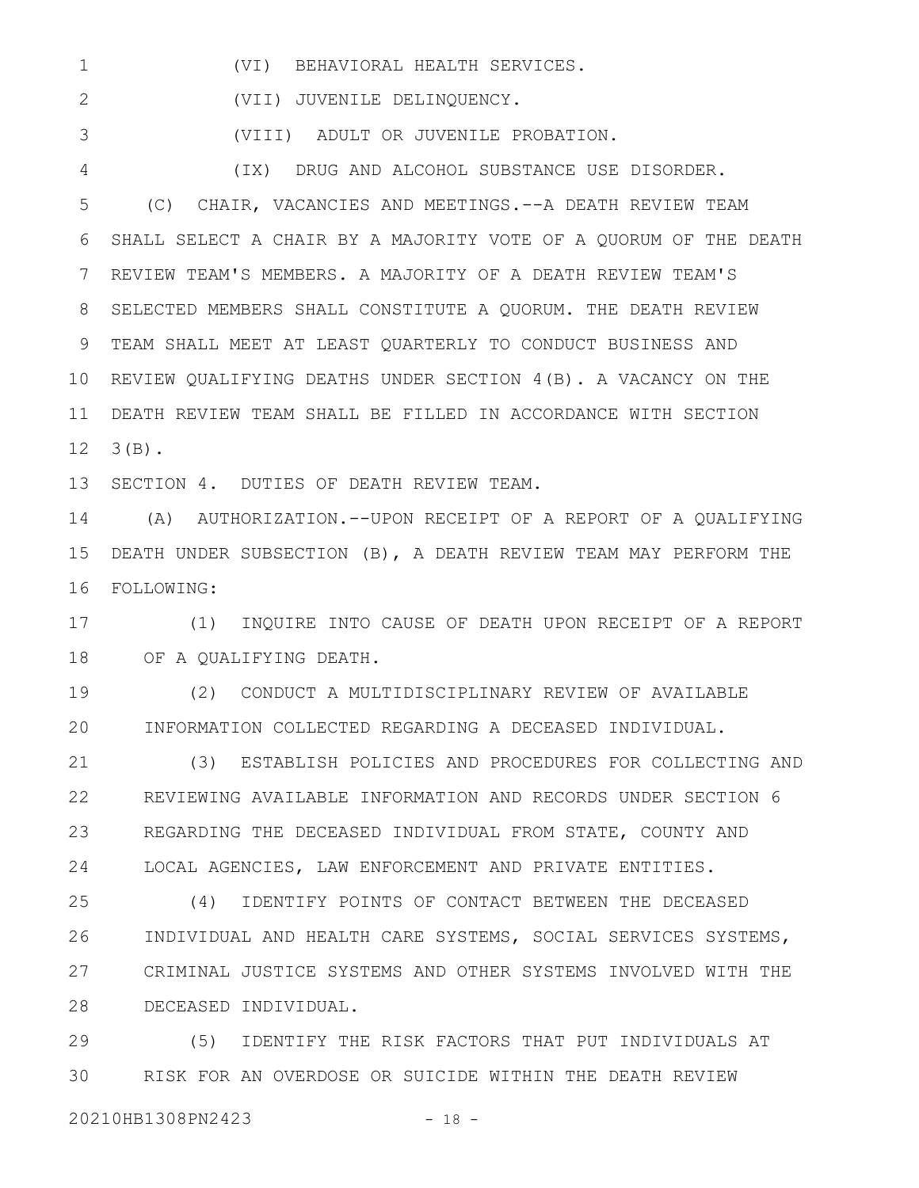(VI) BEHAVIORAL HEALTH SERVICES.

(VII) JUVENILE DELINQUENCY.

(VIII) ADULT OR JUVENILE PROBATION.

(IX) DRUG AND ALCOHOL SUBSTANCE USE DISORDER.

(C) CHAIR, VACANCIES AND MEETINGS.--A DEATH REVIEW TEAM SHALL SELECT A CHAIR BY A MAJORITY VOTE OF A QUORUM OF THE DEATH REVIEW TEAM'S MEMBERS. A MAJORITY OF A DEATH REVIEW TEAM'S SELECTED MEMBERS SHALL CONSTITUTE A QUORUM. THE DEATH REVIEW TEAM SHALL MEET AT LEAST QUARTERLY TO CONDUCT BUSINESS AND REVIEW QUALIFYING DEATHS UNDER SECTION 4(B). A VACANCY ON THE DEATH REVIEW TEAM SHALL BE FILLED IN ACCORDANCE WITH SECTION 3(B).

SECTION 4. DUTIES OF DEATH REVIEW TEAM.

(A) AUTHORIZATION.--UPON RECEIPT OF A REPORT OF A QUALIFYING DEATH UNDER SUBSECTION (B), A DEATH REVIEW TEAM MAY PERFORM THE FOLLOWING:

(1) INQUIRE INTO CAUSE OF DEATH UPON RECEIPT OF A REPORT OF A QUALIFYING DEATH.

(2) CONDUCT A MULTIDISCIPLINARY REVIEW OF AVAILABLE INFORMATION COLLECTED REGARDING A DECEASED INDIVIDUAL.

(3) ESTABLISH POLICIES AND PROCEDURES FOR COLLECTING AND REVIEWING AVAILABLE INFORMATION AND RECORDS UNDER SECTION 6 REGARDING THE DECEASED INDIVIDUAL FROM STATE, COUNTY AND LOCAL AGENCIES, LAW ENFORCEMENT AND PRIVATE ENTITIES.

(4) IDENTIFY POINTS OF CONTACT BETWEEN THE DECEASED INDIVIDUAL AND HEALTH CARE SYSTEMS, SOCIAL SERVICES SYSTEMS, CRIMINAL JUSTICE SYSTEMS AND OTHER SYSTEMS INVOLVED WITH THE DECEASED INDIVIDUAL.

(5) IDENTIFY THE RISK FACTORS THAT PUT INDIVIDUALS AT RISK FOR AN OVERDOSE OR SUICIDE WITHIN THE DEATH REVIEW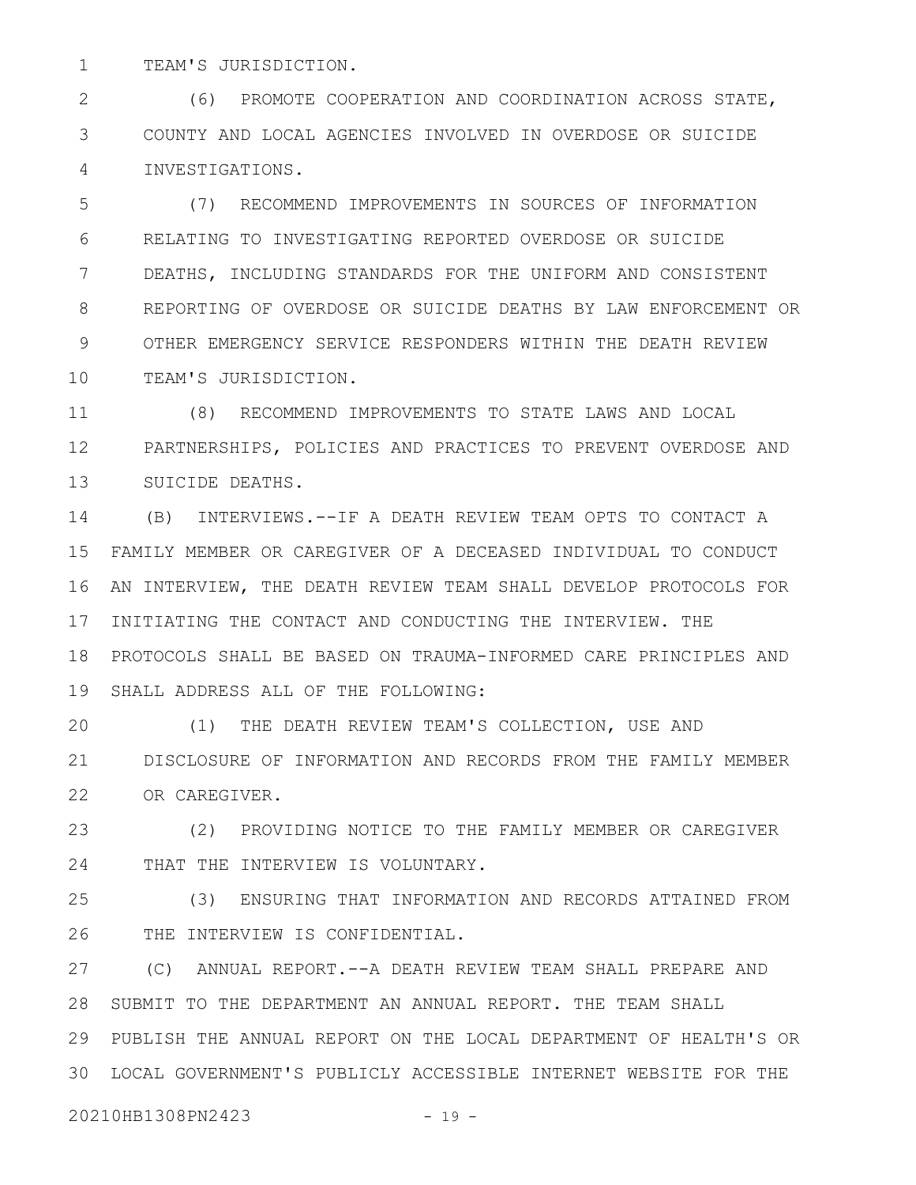TEAM'S JURISDICTION.

(6) PROMOTE COOPERATION AND COORDINATION ACROSS STATE, COUNTY AND LOCAL AGENCIES INVOLVED IN OVERDOSE OR SUICIDE INVESTIGATIONS.

(7) RECOMMEND IMPROVEMENTS IN SOURCES OF INFORMATION RELATING TO INVESTIGATING REPORTED OVERDOSE OR SUICIDE DEATHS, INCLUDING STANDARDS FOR THE UNIFORM AND CONSISTENT REPORTING OF OVERDOSE OR SUICIDE DEATHS BY LAW ENFORCEMENT OR OTHER EMERGENCY SERVICE RESPONDERS WITHIN THE DEATH REVIEW TEAM'S JURISDICTION.

(8) RECOMMEND IMPROVEMENTS TO STATE LAWS AND LOCAL PARTNERSHIPS, POLICIES AND PRACTICES TO PREVENT OVERDOSE AND SUICIDE DEATHS.

(B) INTERVIEWS.--IF A DEATH REVIEW TEAM OPTS TO CONTACT A FAMILY MEMBER OR CAREGIVER OF A DECEASED INDIVIDUAL TO CONDUCT AN INTERVIEW, THE DEATH REVIEW TEAM SHALL DEVELOP PROTOCOLS FOR INITIATING THE CONTACT AND CONDUCTING THE INTERVIEW. THE PROTOCOLS SHALL BE BASED ON TRAUMA-INFORMED CARE PRINCIPLES AND SHALL ADDRESS ALL OF THE FOLLOWING:

(1) THE DEATH REVIEW TEAM'S COLLECTION, USE AND DISCLOSURE OF INFORMATION AND RECORDS FROM THE FAMILY MEMBER OR CAREGIVER.

(2) PROVIDING NOTICE TO THE FAMILY MEMBER OR CAREGIVER THAT THE INTERVIEW IS VOLUNTARY.

(3) ENSURING THAT INFORMATION AND RECORDS ATTAINED FROM THE INTERVIEW IS CONFIDENTIAL.

(C) ANNUAL REPORT.--A DEATH REVIEW TEAM SHALL PREPARE AND SUBMIT TO THE DEPARTMENT AN ANNUAL REPORT. THE TEAM SHALL PUBLISH THE ANNUAL REPORT ON THE LOCAL DEPARTMENT OF HEALTH'S OR LOCAL GOVERNMENT'S PUBLICLY ACCESSIBLE INTERNET WEBSITE FOR THE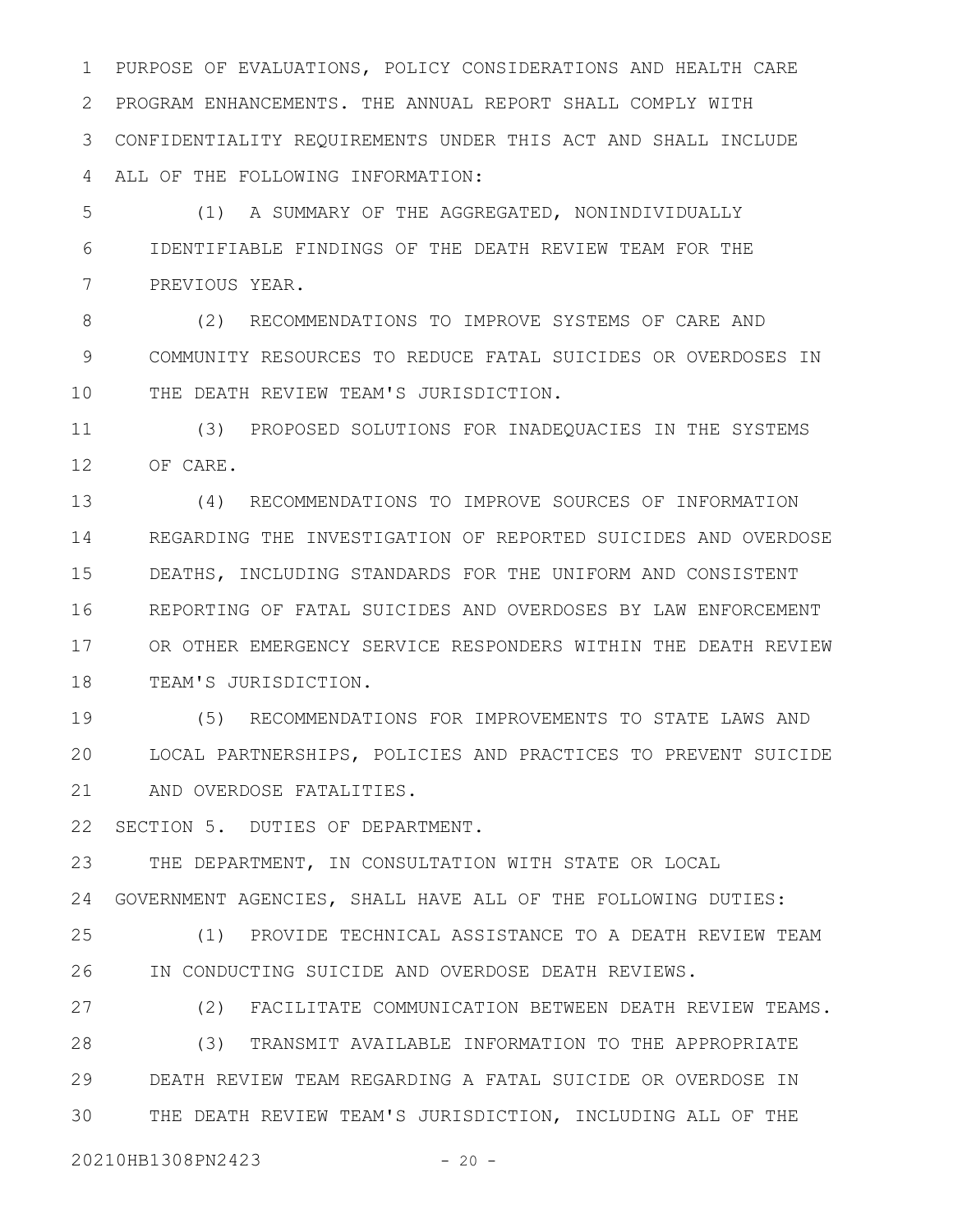PURPOSE OF EVALUATIONS, POLICY CONSIDERATIONS AND HEALTH CARE PROGRAM ENHANCEMENTS. THE ANNUAL REPORT SHALL COMPLY WITH CONFIDENTIALITY REQUIREMENTS UNDER THIS ACT AND SHALL INCLUDE ALL OF THE FOLLOWING INFORMATION:

(1) A SUMMARY OF THE AGGREGATED, NONINDIVIDUALLY IDENTIFIABLE FINDINGS OF THE DEATH REVIEW TEAM FOR THE PREVIOUS YEAR.

(2) RECOMMENDATIONS TO IMPROVE SYSTEMS OF CARE AND COMMUNITY RESOURCES TO REDUCE FATAL SUICIDES OR OVERDOSES IN THE DEATH REVIEW TEAM'S JURISDICTION.

(3) PROPOSED SOLUTIONS FOR INADEQUACIES IN THE SYSTEMS OF CARE.

(4) RECOMMENDATIONS TO IMPROVE SOURCES OF INFORMATION REGARDING THE INVESTIGATION OF REPORTED SUICIDES AND OVERDOSE DEATHS, INCLUDING STANDARDS FOR THE UNIFORM AND CONSISTENT REPORTING OF FATAL SUICIDES AND OVERDOSES BY LAW ENFORCEMENT OR OTHER EMERGENCY SERVICE RESPONDERS WITHIN THE DEATH REVIEW TEAM'S JURISDICTION.

(5) RECOMMENDATIONS FOR IMPROVEMENTS TO STATE LAWS AND LOCAL PARTNERSHIPS, POLICIES AND PRACTICES TO PREVENT SUICIDE AND OVERDOSE FATALITIES.

SECTION 5. DUTIES OF DEPARTMENT.

THE DEPARTMENT, IN CONSULTATION WITH STATE OR LOCAL GOVERNMENT AGENCIES, SHALL HAVE ALL OF THE FOLLOWING DUTIES:

(1) PROVIDE TECHNICAL ASSISTANCE TO A DEATH REVIEW TEAM IN CONDUCTING SUICIDE AND OVERDOSE DEATH REVIEWS.

(2) FACILITATE COMMUNICATION BETWEEN DEATH REVIEW TEAMS.

(3) TRANSMIT AVAILABLE INFORMATION TO THE APPROPRIATE DEATH REVIEW TEAM REGARDING A FATAL SUICIDE OR OVERDOSE IN THE DEATH REVIEW TEAM'S JURISDICTION, INCLUDING ALL OF THE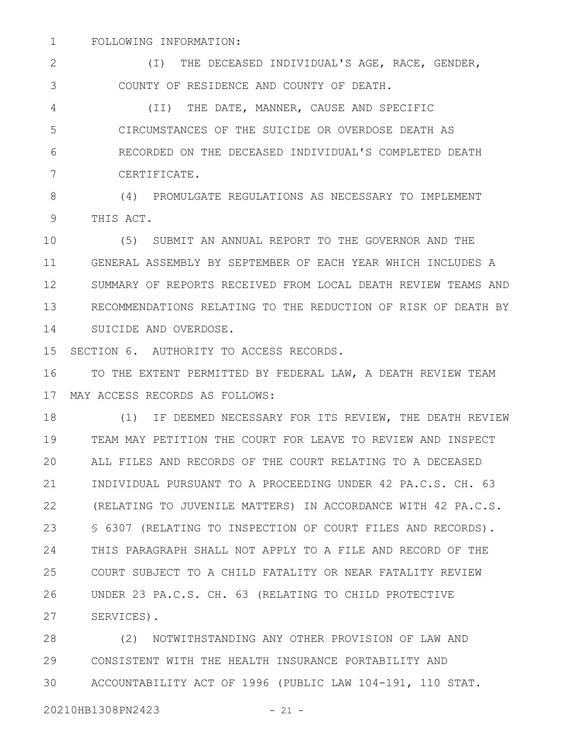FOLLOWING INFORMATION:

(I) THE DECEASED INDIVIDUAL'S AGE, RACE, GENDER, COUNTY OF RESIDENCE AND COUNTY OF DEATH.

(II) THE DATE, MANNER, CAUSE AND SPECIFIC CIRCUMSTANCES OF THE SUICIDE OR OVERDOSE DEATH AS RECORDED ON THE DECEASED INDIVIDUAL'S COMPLETED DEATH CERTIFICATE.

(4) PROMULGATE REGULATIONS AS NECESSARY TO IMPLEMENT THIS ACT.

(5) SUBMIT AN ANNUAL REPORT TO THE GOVERNOR AND THE GENERAL ASSEMBLY BY SEPTEMBER OF EACH YEAR WHICH INCLUDES A SUMMARY OF REPORTS RECEIVED FROM LOCAL DEATH REVIEW TEAMS AND RECOMMENDATIONS RELATING TO THE REDUCTION OF RISK OF DEATH BY SUICIDE AND OVERDOSE.

SECTION 6. AUTHORITY TO ACCESS RECORDS.

TO THE EXTENT PERMITTED BY FEDERAL LAW, A DEATH REVIEW TEAM MAY ACCESS RECORDS AS FOLLOWS:

(1) IF DEEMED NECESSARY FOR ITS REVIEW, THE DEATH REVIEW TEAM MAY PETITION THE COURT FOR LEAVE TO REVIEW AND INSPECT ALL FILES AND RECORDS OF THE COURT RELATING TO A DECEASED INDIVIDUAL PURSUANT TO A PROCEEDING UNDER 42 PA.C.S. CH. 63 (RELATING TO JUVENILE MATTERS) IN ACCORDANCE WITH 42 PA.C.S. § 6307 (RELATING TO INSPECTION OF COURT FILES AND RECORDS). THIS PARAGRAPH SHALL NOT APPLY TO A FILE AND RECORD OF THE COURT SUBJECT TO A CHILD FATALITY OR NEAR FATALITY REVIEW UNDER 23 PA.C.S. CH. 63 (RELATING TO CHILD PROTECTIVE SERVICES).

(2) NOTWITHSTANDING ANY OTHER PROVISION OF LAW AND CONSISTENT WITH THE HEALTH INSURANCE PORTABILITY AND ACCOUNTABILITY ACT OF 1996 (PUBLIC LAW 104-191, 110 STAT.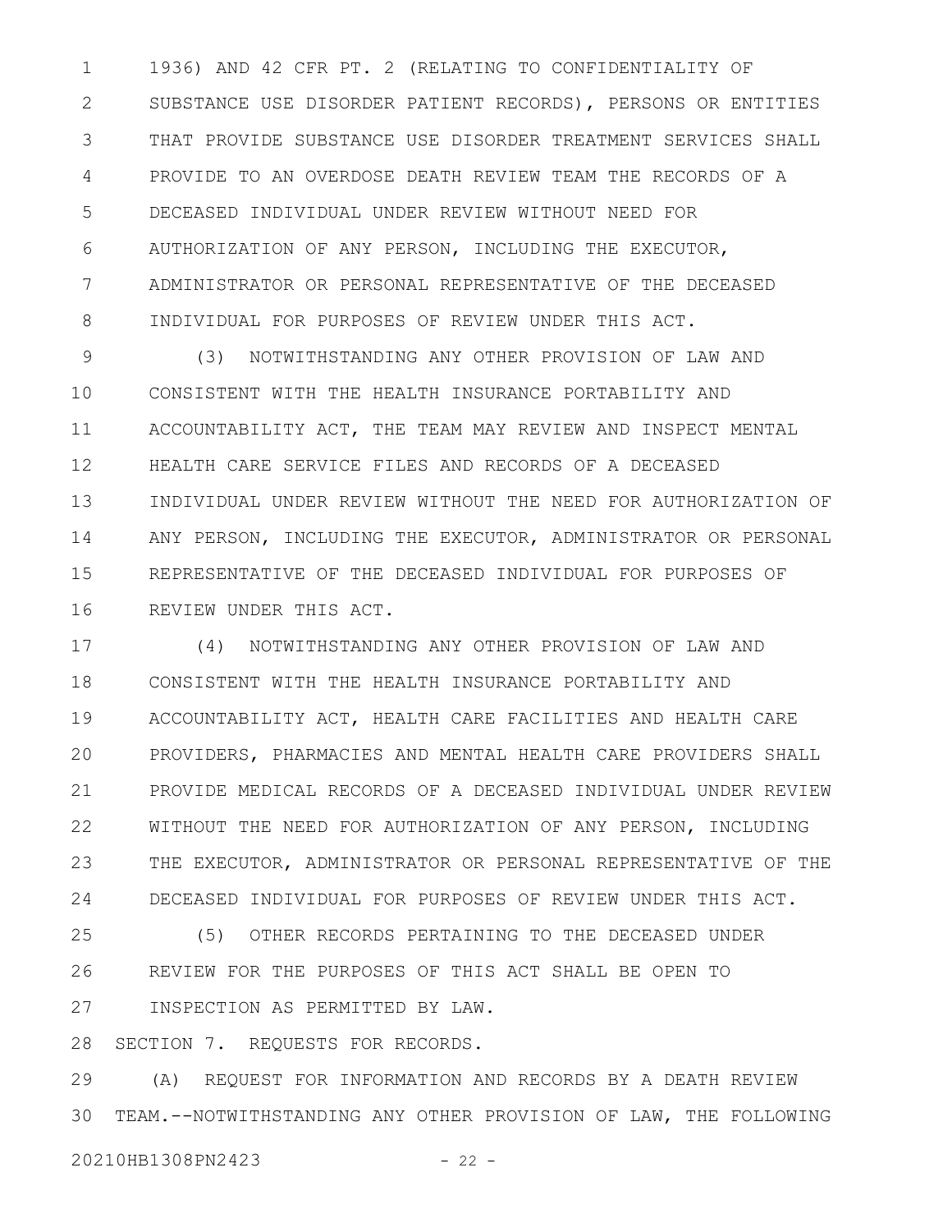1936) AND 42 CFR PT. 2 (RELATING TO CONFIDENTIALITY OF SUBSTANCE USE DISORDER PATIENT RECORDS), PERSONS OR ENTITIES THAT PROVIDE SUBSTANCE USE DISORDER TREATMENT SERVICES SHALL PROVIDE TO AN OVERDOSE DEATH REVIEW TEAM THE RECORDS OF A DECEASED INDIVIDUAL UNDER REVIEW WITHOUT NEED FOR AUTHORIZATION OF ANY PERSON, INCLUDING THE EXECUTOR, ADMINISTRATOR OR PERSONAL REPRESENTATIVE OF THE DECEASED INDIVIDUAL FOR PURPOSES OF REVIEW UNDER THIS ACT.

(3) NOTWITHSTANDING ANY OTHER PROVISION OF LAW AND CONSISTENT WITH THE HEALTH INSURANCE PORTABILITY AND ACCOUNTABILITY ACT, THE TEAM MAY REVIEW AND INSPECT MENTAL HEALTH CARE SERVICE FILES AND RECORDS OF A DECEASED INDIVIDUAL UNDER REVIEW WITHOUT THE NEED FOR AUTHORIZATION OF ANY PERSON, INCLUDING THE EXECUTOR, ADMINISTRATOR OR PERSONAL REPRESENTATIVE OF THE DECEASED INDIVIDUAL FOR PURPOSES OF REVIEW UNDER THIS ACT.

(4) NOTWITHSTANDING ANY OTHER PROVISION OF LAW AND CONSISTENT WITH THE HEALTH INSURANCE PORTABILITY AND ACCOUNTABILITY ACT, HEALTH CARE FACILITIES AND HEALTH CARE PROVIDERS, PHARMACIES AND MENTAL HEALTH CARE PROVIDERS SHALL PROVIDE MEDICAL RECORDS OF A DECEASED INDIVIDUAL UNDER REVIEW WITHOUT THE NEED FOR AUTHORIZATION OF ANY PERSON, INCLUDING THE EXECUTOR, ADMINISTRATOR OR PERSONAL REPRESENTATIVE OF THE DECEASED INDIVIDUAL FOR PURPOSES OF REVIEW UNDER THIS ACT.

(5) OTHER RECORDS PERTAINING TO THE DECEASED UNDER REVIEW FOR THE PURPOSES OF THIS ACT SHALL BE OPEN TO INSPECTION AS PERMITTED BY LAW.

SECTION 7. REQUESTS FOR RECORDS.

(A) REQUEST FOR INFORMATION AND RECORDS BY A DEATH REVIEW TEAM.--NOTWITHSTANDING ANY OTHER PROVISION OF LAW, THE FOLLOWING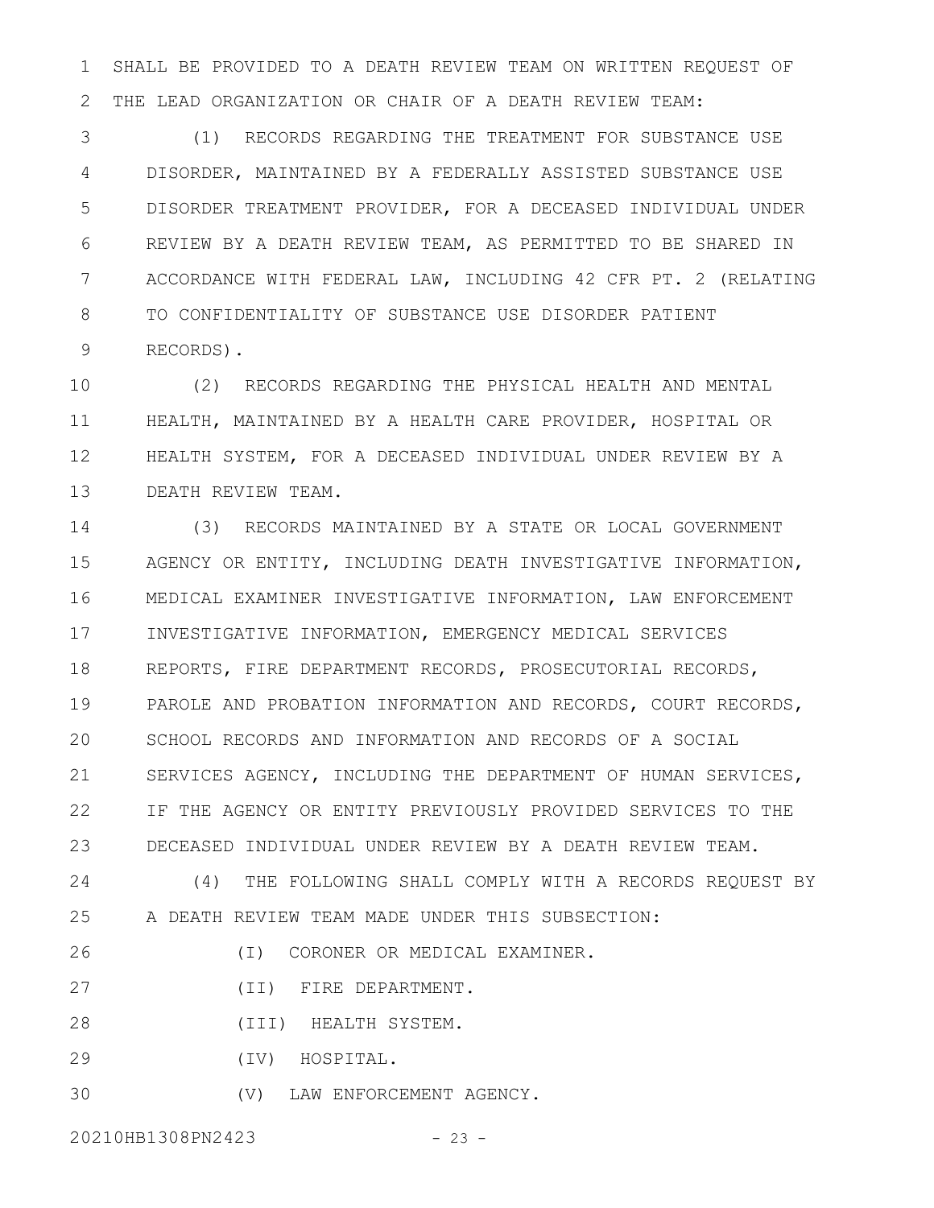SHALL BE PROVIDED TO A DEATH REVIEW TEAM ON WRITTEN REQUEST OF THE LEAD ORGANIZATION OR CHAIR OF A DEATH REVIEW TEAM:

(1) RECORDS REGARDING THE TREATMENT FOR SUBSTANCE USE DISORDER, MAINTAINED BY A FEDERALLY ASSISTED SUBSTANCE USE DISORDER TREATMENT PROVIDER, FOR A DECEASED INDIVIDUAL UNDER REVIEW BY A DEATH REVIEW TEAM, AS PERMITTED TO BE SHARED IN ACCORDANCE WITH FEDERAL LAW, INCLUDING 42 CFR PT. 2 (RELATING TO CONFIDENTIALITY OF SUBSTANCE USE DISORDER PATIENT RECORDS).

(2) RECORDS REGARDING THE PHYSICAL HEALTH AND MENTAL HEALTH, MAINTAINED BY A HEALTH CARE PROVIDER, HOSPITAL OR HEALTH SYSTEM, FOR A DECEASED INDIVIDUAL UNDER REVIEW BY A DEATH REVIEW TEAM.

(3) RECORDS MAINTAINED BY A STATE OR LOCAL GOVERNMENT AGENCY OR ENTITY, INCLUDING DEATH INVESTIGATIVE INFORMATION, MEDICAL EXAMINER INVESTIGATIVE INFORMATION, LAW ENFORCEMENT INVESTIGATIVE INFORMATION, EMERGENCY MEDICAL SERVICES REPORTS, FIRE DEPARTMENT RECORDS, PROSECUTORIAL RECORDS, PAROLE AND PROBATION INFORMATION AND RECORDS, COURT RECORDS, SCHOOL RECORDS AND INFORMATION AND RECORDS OF A SOCIAL SERVICES AGENCY, INCLUDING THE DEPARTMENT OF HUMAN SERVICES, IF THE AGENCY OR ENTITY PREVIOUSLY PROVIDED SERVICES TO THE DECEASED INDIVIDUAL UNDER REVIEW BY A DEATH REVIEW TEAM.

(4) THE FOLLOWING SHALL COMPLY WITH A RECORDS REQUEST BY A DEATH REVIEW TEAM MADE UNDER THIS SUBSECTION:

(I) CORONER OR MEDICAL EXAMINER.

(II) FIRE DEPARTMENT.

(III) HEALTH SYSTEM.

(IV) HOSPITAL.

(V) LAW ENFORCEMENT AGENCY.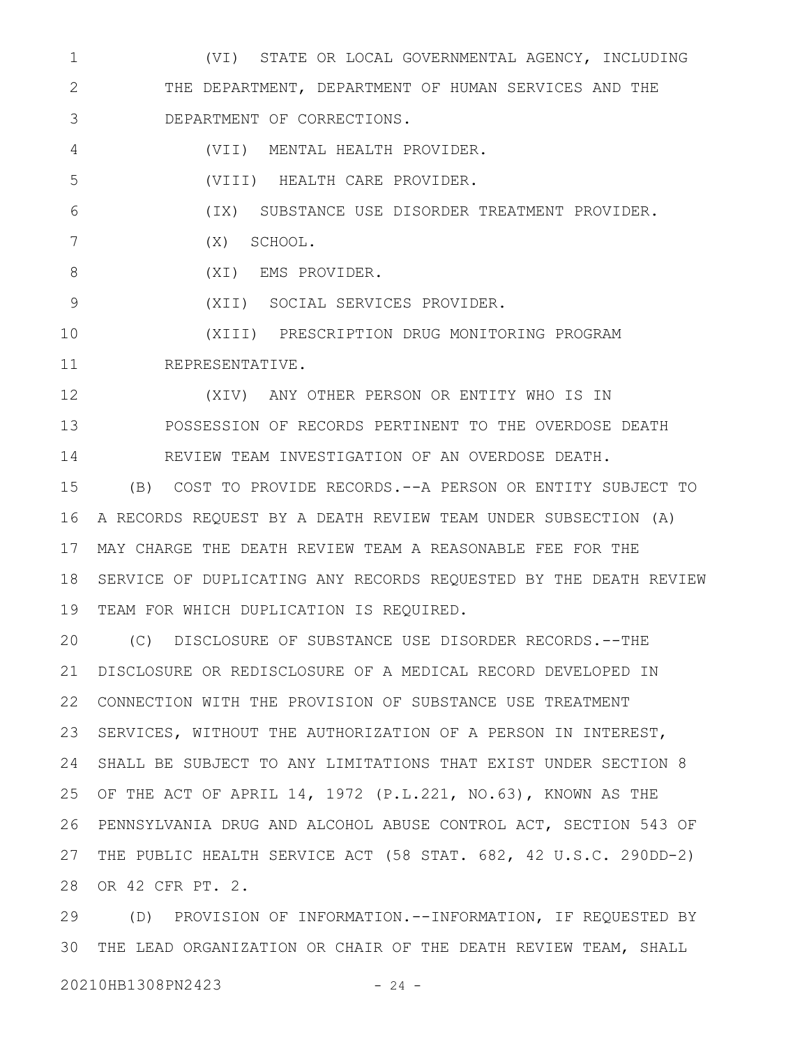(VI) STATE OR LOCAL GOVERNMENTAL AGENCY, INCLUDING THE DEPARTMENT, DEPARTMENT OF HUMAN SERVICES AND THE DEPARTMENT OF CORRECTIONS.

(VII) MENTAL HEALTH PROVIDER.

(VIII) HEALTH CARE PROVIDER.

(IX) SUBSTANCE USE DISORDER TREATMENT PROVIDER.

(X) SCHOOL.

(XI) EMS PROVIDER.

(XII) SOCIAL SERVICES PROVIDER.

(XIII) PRESCRIPTION DRUG MONITORING PROGRAM REPRESENTATIVE.

(XIV) ANY OTHER PERSON OR ENTITY WHO IS IN POSSESSION OF RECORDS PERTINENT TO THE OVERDOSE DEATH REVIEW TEAM INVESTIGATION OF AN OVERDOSE DEATH.

(B) COST TO PROVIDE RECORDS.--A PERSON OR ENTITY SUBJECT TO A RECORDS REQUEST BY A DEATH REVIEW TEAM UNDER SUBSECTION (A) MAY CHARGE THE DEATH REVIEW TEAM A REASONABLE FEE FOR THE SERVICE OF DUPLICATING ANY RECORDS REQUESTED BY THE DEATH REVIEW TEAM FOR WHICH DUPLICATION IS REQUIRED.

(C) DISCLOSURE OF SUBSTANCE USE DISORDER RECORDS.--THE DISCLOSURE OR REDISCLOSURE OF A MEDICAL RECORD DEVELOPED IN CONNECTION WITH THE PROVISION OF SUBSTANCE USE TREATMENT SERVICES, WITHOUT THE AUTHORIZATION OF A PERSON IN INTEREST, SHALL BE SUBJECT TO ANY LIMITATIONS THAT EXIST UNDER SECTION 8 OF THE ACT OF APRIL 14, 1972 (P.L.221, NO.63), KNOWN AS THE PENNSYLVANIA DRUG AND ALCOHOL ABUSE CONTROL ACT, SECTION 543 OF THE PUBLIC HEALTH SERVICE ACT (58 STAT. 682, 42 U.S.C. 290DD-2) OR 42 CFR PT. 2.

(D) PROVISION OF INFORMATION.--INFORMATION, IF REQUESTED BY THE LEAD ORGANIZATION OR CHAIR OF THE DEATH REVIEW TEAM, SHALL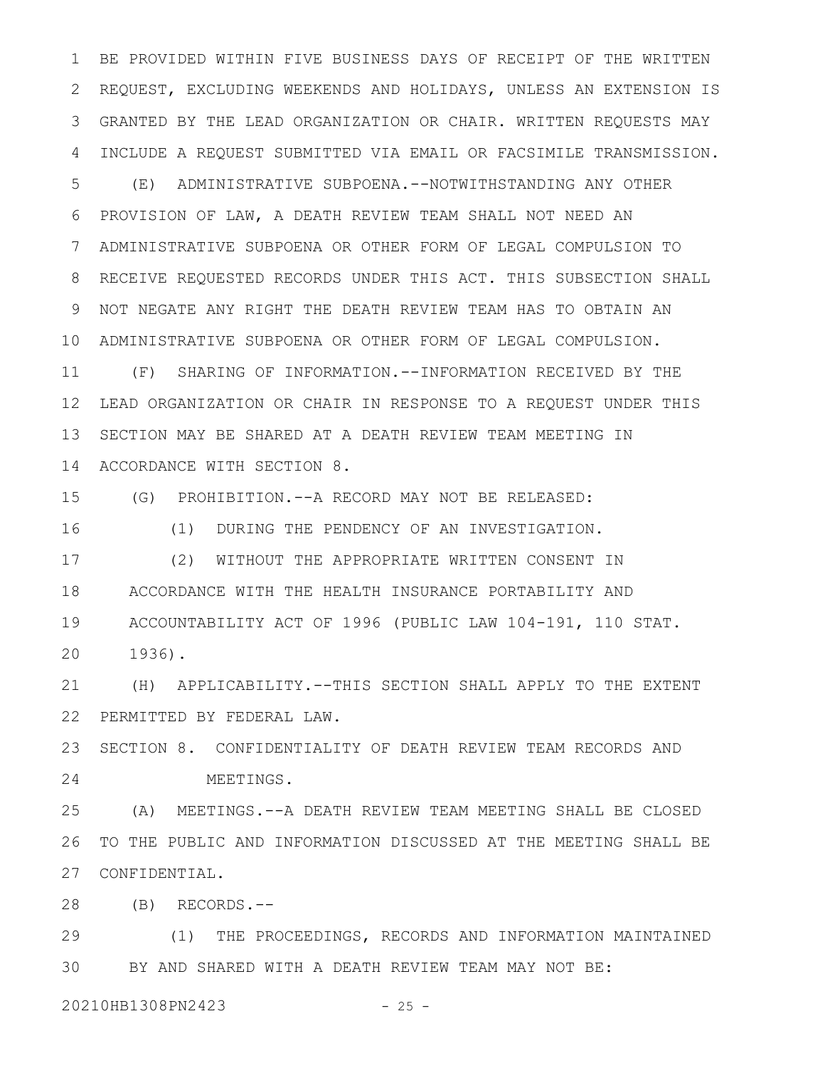BE PROVIDED WITHIN FIVE BUSINESS DAYS OF RECEIPT OF THE WRITTEN REQUEST, EXCLUDING WEEKENDS AND HOLIDAYS, UNLESS AN EXTENSION IS GRANTED BY THE LEAD ORGANIZATION OR CHAIR. WRITTEN REQUESTS MAY INCLUDE A REQUEST SUBMITTED VIA EMAIL OR FACSIMILE TRANSMISSION.

(E) ADMINISTRATIVE SUBPOENA.--NOTWITHSTANDING ANY OTHER PROVISION OF LAW, A DEATH REVIEW TEAM SHALL NOT NEED AN ADMINISTRATIVE SUBPOENA OR OTHER FORM OF LEGAL COMPULSION TO RECEIVE REQUESTED RECORDS UNDER THIS ACT. THIS SUBSECTION SHALL NOT NEGATE ANY RIGHT THE DEATH REVIEW TEAM HAS TO OBTAIN AN ADMINISTRATIVE SUBPOENA OR OTHER FORM OF LEGAL COMPULSION.

(F) SHARING OF INFORMATION.--INFORMATION RECEIVED BY THE LEAD ORGANIZATION OR CHAIR IN RESPONSE TO A REQUEST UNDER THIS SECTION MAY BE SHARED AT A DEATH REVIEW TEAM MEETING IN ACCORDANCE WITH SECTION 8.

(G) PROHIBITION.--A RECORD MAY NOT BE RELEASED:

(1) DURING THE PENDENCY OF AN INVESTIGATION.

(2) WITHOUT THE APPROPRIATE WRITTEN CONSENT IN ACCORDANCE WITH THE HEALTH INSURANCE PORTABILITY AND ACCOUNTABILITY ACT OF 1996 (PUBLIC LAW 104-191, 110 STAT. 1936).

(H) APPLICABILITY.--THIS SECTION SHALL APPLY TO THE EXTENT PERMITTED BY FEDERAL LAW.

SECTION 8. CONFIDENTIALITY OF DEATH REVIEW TEAM RECORDS AND MEETINGS.

(A) MEETINGS.--A DEATH REVIEW TEAM MEETING SHALL BE CLOSED TO THE PUBLIC AND INFORMATION DISCUSSED AT THE MEETING SHALL BE CONFIDENTIAL.

(B) RECORDS.--

(1) THE PROCEEDINGS, RECORDS AND INFORMATION MAINTAINED BY AND SHARED WITH A DEATH REVIEW TEAM MAY NOT BE: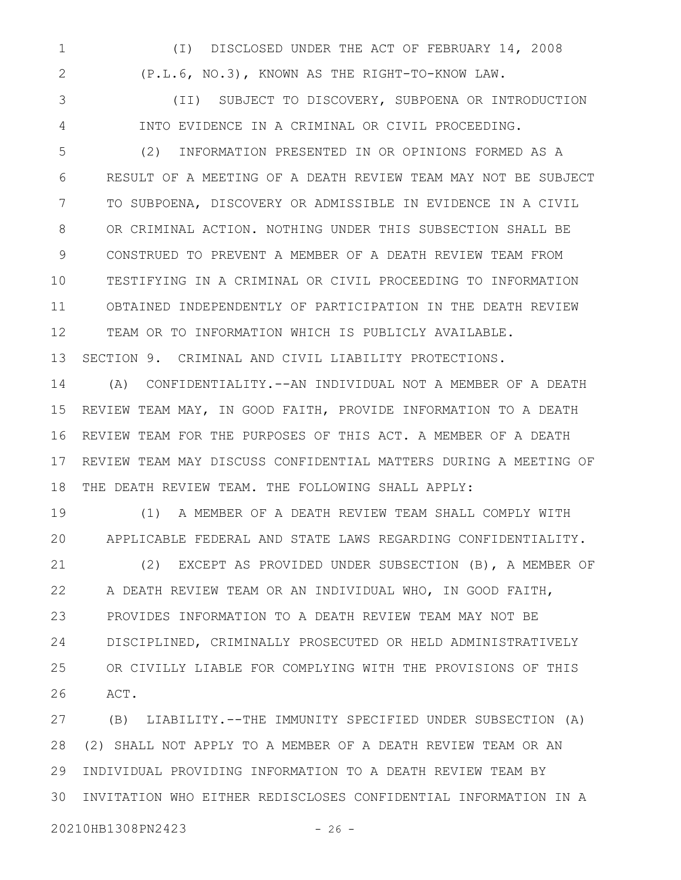(I) DISCLOSED UNDER THE ACT OF FEBRUARY 14, 2008 (P.L.6, NO.3), KNOWN AS THE RIGHT-TO-KNOW LAW.

(II) SUBJECT TO DISCOVERY, SUBPOENA OR INTRODUCTION INTO EVIDENCE IN A CRIMINAL OR CIVIL PROCEEDING.

(2) INFORMATION PRESENTED IN OR OPINIONS FORMED AS A RESULT OF A MEETING OF A DEATH REVIEW TEAM MAY NOT BE SUBJECT TO SUBPOENA, DISCOVERY OR ADMISSIBLE IN EVIDENCE IN A CIVIL OR CRIMINAL ACTION. NOTHING UNDER THIS SUBSECTION SHALL BE CONSTRUED TO PREVENT A MEMBER OF A DEATH REVIEW TEAM FROM TESTIFYING IN A CRIMINAL OR CIVIL PROCEEDING TO INFORMATION OBTAINED INDEPENDENTLY OF PARTICIPATION IN THE DEATH REVIEW TEAM OR TO INFORMATION WHICH IS PUBLICLY AVAILABLE.

SECTION 9. CRIMINAL AND CIVIL LIABILITY PROTECTIONS.

(A) CONFIDENTIALITY.--AN INDIVIDUAL NOT A MEMBER OF A DEATH REVIEW TEAM MAY, IN GOOD FAITH, PROVIDE INFORMATION TO A DEATH REVIEW TEAM FOR THE PURPOSES OF THIS ACT. A MEMBER OF A DEATH REVIEW TEAM MAY DISCUSS CONFIDENTIAL MATTERS DURING A MEETING OF THE DEATH REVIEW TEAM. THE FOLLOWING SHALL APPLY:

(1) A MEMBER OF A DEATH REVIEW TEAM SHALL COMPLY WITH APPLICABLE FEDERAL AND STATE LAWS REGARDING CONFIDENTIALITY.

(2) EXCEPT AS PROVIDED UNDER SUBSECTION (B), A MEMBER OF A DEATH REVIEW TEAM OR AN INDIVIDUAL WHO, IN GOOD FAITH, PROVIDES INFORMATION TO A DEATH REVIEW TEAM MAY NOT BE DISCIPLINED, CRIMINALLY PROSECUTED OR HELD ADMINISTRATIVELY OR CIVILLY LIABLE FOR COMPLYING WITH THE PROVISIONS OF THIS ACT.

(B) LIABILITY.--THE IMMUNITY SPECIFIED UNDER SUBSECTION (A)(2) SHALL NOT APPLY TO A MEMBER OF A DEATH REVIEW TEAM OR AN INDIVIDUAL PROVIDING INFORMATION TO A DEATH REVIEW TEAM BY INVITATION WHO EITHER REDISCLOSES CONFIDENTIAL INFORMATION IN A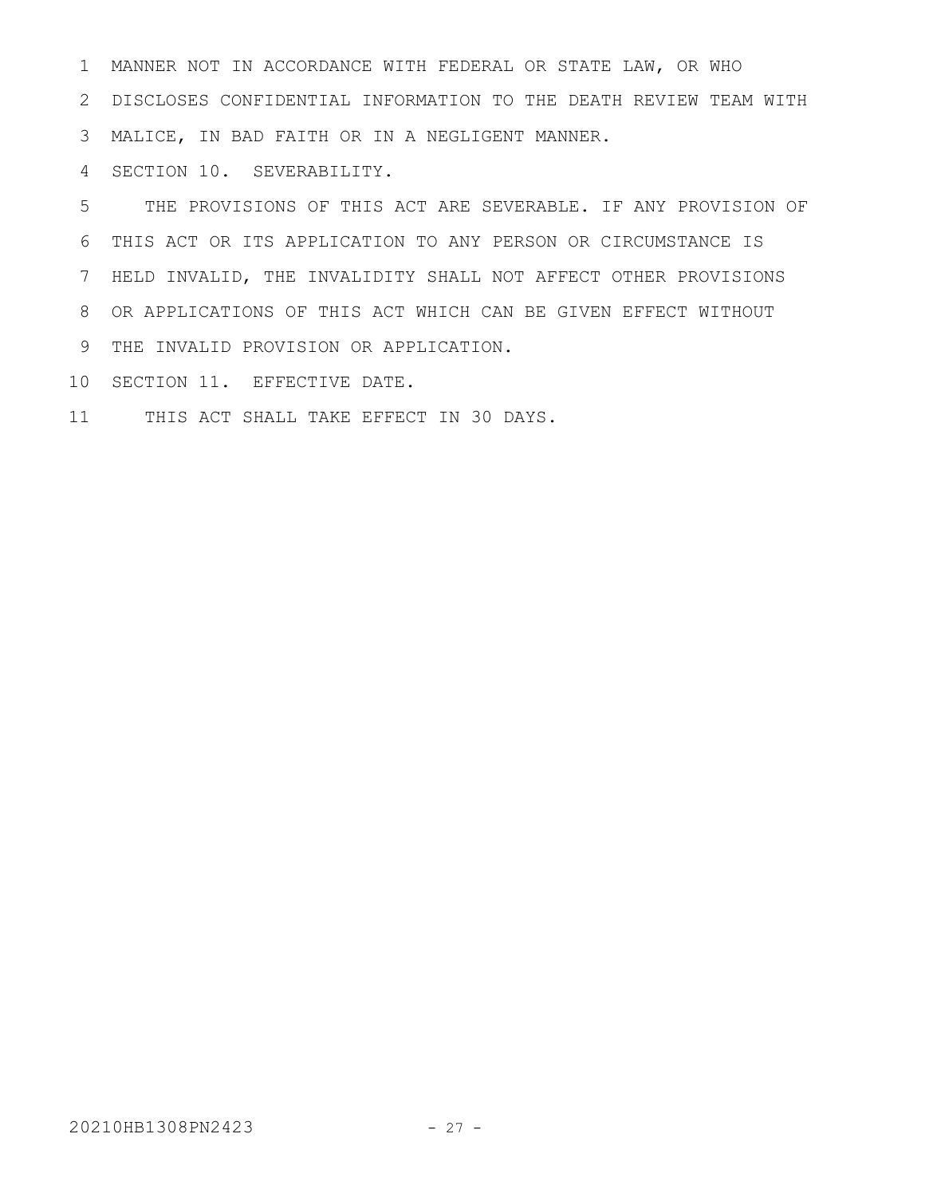MANNER NOT IN ACCORDANCE WITH FEDERAL OR STATE LAW, OR WHO DISCLOSES CONFIDENTIAL INFORMATION TO THE DEATH REVIEW TEAM WITH MALICE, IN BAD FAITH OR IN A NEGLIGENT MANNER.

SECTION 10. SEVERABILITY.

THE PROVISIONS OF THIS ACT ARE SEVERABLE. IF ANY PROVISION OF THIS ACT OR ITS APPLICATION TO ANY PERSON OR CIRCUMSTANCE IS HELD INVALID, THE INVALIDITY SHALL NOT AFFECT OTHER PROVISIONS OR APPLICATIONS OF THIS ACT WHICH CAN BE GIVEN EFFECT WITHOUT THE INVALID PROVISION OR APPLICATION.

SECTION 11. EFFECTIVE DATE.

THIS ACT SHALL TAKE EFFECT IN 30 DAYS.